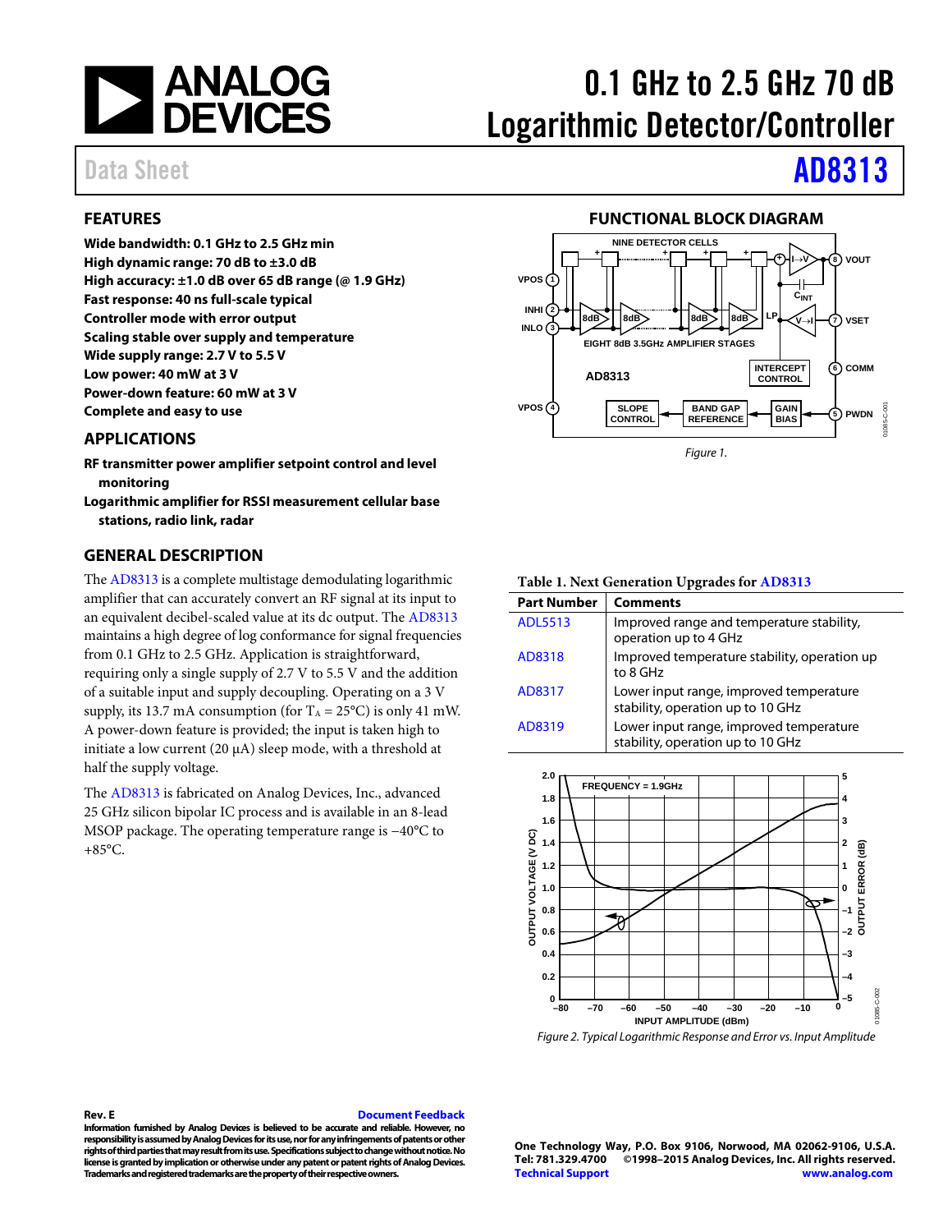# 0.1 GHz to 2.5 GHz 70 dB Logarithmic Detector/Controller

Data Sheet **AD8313**

## FEATURES

**Wide bandwidth: 0.1 GHz to 2.5 GHz min**
**High dynamic range: 70 dB to ±3.0 dB**
**High accuracy: ±1.0 dB over 65 dB range (@ 1.9 GHz)**
**Fast response: 40 ns full-scale typical**
**Controller mode with error output**
**Scaling stable over supply and temperature**
**Wide supply range: 2.7 V to 5.5 V**
**Low power: 40 mW at 3 V**
**Power-down feature: 60 mW at 3 V**
**Complete and easy to use**

## APPLICATIONS

**RF transmitter power amplifier setpoint control and level monitoring**
**Logarithmic amplifier for RSSI measurement cellular base stations, radio link, radar**

## GENERAL DESCRIPTION

The AD8313 is a complete multistage demodulating logarithmic amplifier that can accurately convert an RF signal at its input to an equivalent decibel-scaled value at its dc output. The AD8313 maintains a high degree of log conformance for signal frequencies from 0.1 GHz to 2.5 GHz. Application is straightforward, requiring only a single supply of 2.7 V to 5.5 V and the addition of a suitable input and supply decoupling. Operating on a 3 V supply, its 13.7 mA consumption (for $T_A$ = 25°C) is only 41 mW. A power-down feature is provided; the input is taken high to initiate a low current (20 µA) sleep mode, with a threshold at half the supply voltage.

The AD8313 is fabricated on Analog Devices, Inc., advanced 25 GHz silicon bipolar IC process and is available in an 8-lead MSOP package. The operating temperature range is −40°C to +85°C.

## FUNCTIONAL BLOCK DIAGRAM

*Figure 1.*

**Table 1. Next Generation Upgrades for AD8313**

| Part Number | Comments |
|---|---|
| ADL5513 | Improved range and temperature stability, operation up to 4 GHz |
| AD8318 | Improved temperature stability, operation up to 8 GHz |
| AD8317 | Lower input range, improved temperature stability, operation up to 10 GHz |
| AD8319 | Lower input range, improved temperature stability, operation up to 10 GHz |

*Figure 2. Typical Logarithmic Response and Error vs. Input Amplitude*

Rev. E

Information furnished by Analog Devices is believed to be accurate and reliable. However, no responsibility is assumed by Analog Devices for its use, nor for any infringements of patents or other rights of third parties that may result from its use. Specifications subject to change without notice. No license is granted by implication or otherwise under any patent or patent rights of Analog Devices. Trademarks and registered trademarks are the property of their respective owners.

One Technology Way, P.O. Box 9106, Norwood, MA 02062-9106, U.S.A.
Tel: 781.329.4700 ©1998–2015 Analog Devices, Inc. All rights reserved.
Technical Support www.analog.com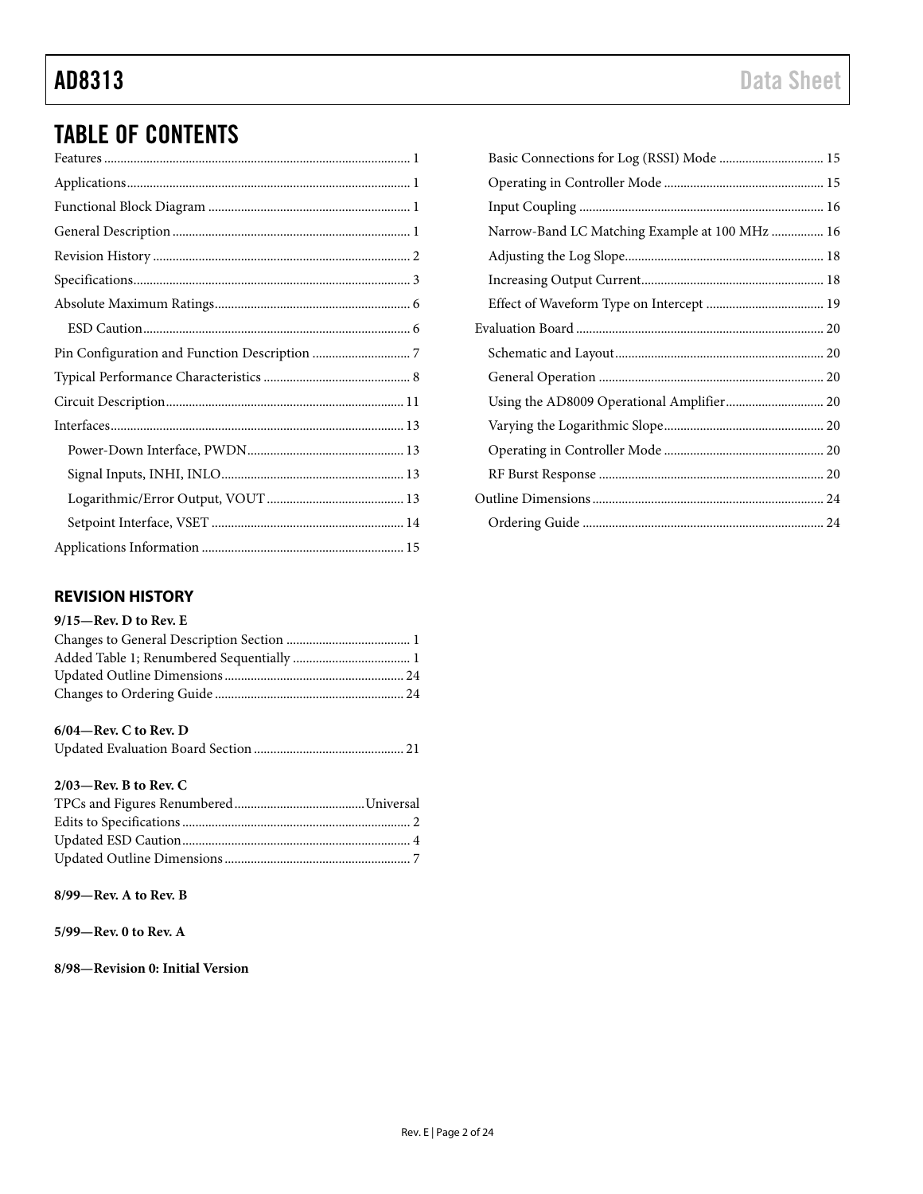## TABLE OF CONTENTS

Features ... 1
Applications ... 1
Functional Block Diagram ... 1
General Description ... 1
Revision History ... 2
Specifications ... 3
Absolute Maximum Ratings ... 6
- ESD Caution ... 6

Pin Configuration and Function Description ... 7
Typical Performance Characteristics ... 8
Circuit Description ... 11
Interfaces ... 13
- Power-Down Interface, PWDN ... 13
- Signal Inputs, INHI, INLO ... 13
- Logarithmic/Error Output, VOUT ... 13
- Setpoint Interface, VSET ... 14

Applications Information ... 15
- Basic Connections for Log (RSSI) Mode ... 15
- Operating in Controller Mode ... 15
- Input Coupling ... 16
- Narrow-Band LC Matching Example at 100 MHz ... 16
- Adjusting the Log Slope ... 18
- Increasing Output Current ... 18
- Effect of Waveform Type on Intercept ... 19

Evaluation Board ... 20
- Schematic and Layout ... 20
- General Operation ... 20
- Using the AD8009 Operational Amplifier ... 20
- Varying the Logarithmic Slope ... 20
- Operating in Controller Mode ... 20
- RF Burst Response ... 20

Outline Dimensions ... 24
- Ordering Guide ... 24

### REVISION HISTORY

**9/15—Rev. D to Rev. E**
Changes to General Description Section ... 1
Added Table 1; Renumbered Sequentially ... 1
Updated Outline Dimensions ... 24
Changes to Ordering Guide ... 24

**6/04—Rev. C to Rev. D**
Updated Evaluation Board Section ... 21

**2/03—Rev. B to Rev. C**
TPCs and Figures Renumbered ... Universal
Edits to Specifications ... 2
Updated ESD Caution ... 4
Updated Outline Dimensions ... 7

**8/99—Rev. A to Rev. B**

**5/99—Rev. 0 to Rev. A**

**8/98—Revision 0: Initial Version**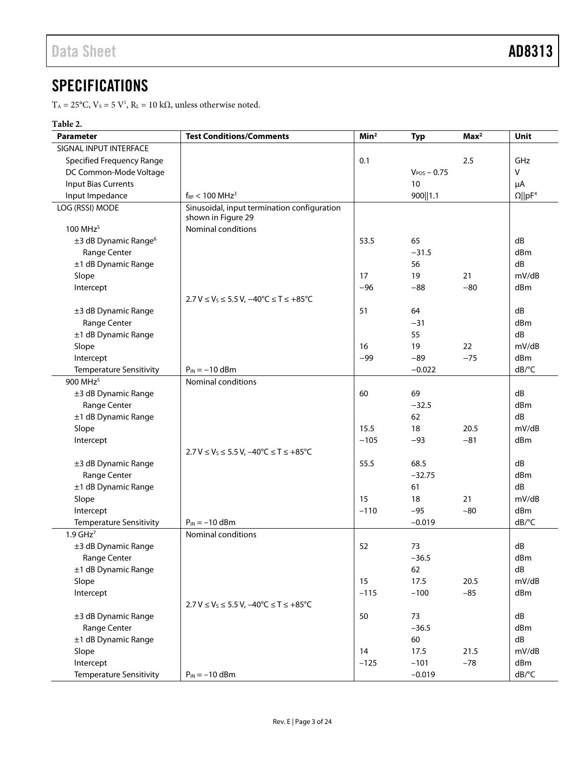## SPECIFICATIONS

$T_A$ = 25°C, $V_S$ = 5 V[1], $R_L$ = 10 kΩ, unless otherwise noted.

**Table 2.**

| Parameter | Test Conditions/Comments | Min[2] | Typ | Max[2] | Unit |
|---|---|---|---|---|---|
| SIGNAL INPUT INTERFACE | | | | | |
| Specified Frequency Range | | 0.1 | | 2.5 | GHz |
| DC Common-Mode Voltage | | | $V_{POS}$ − 0.75 | | V |
| Input Bias Currents | | | 10 | | µA |
| Input Impedance | $f_{RF}$ < 100 MHz[3] | | 900‖1.1 | | Ω‖pF[4] |
| LOG (RSSI) MODE | Sinusoidal, input termination configuration shown in Figure 29 | | | | |
| 100 MHz[5] | Nominal conditions | | | | |
| ±3 dB Dynamic Range[6] | | 53.5 | 65 | | dB |
| Range Center | | | −31.5 | | dBm |
| ±1 dB Dynamic Range | | | 56 | | dB |
| Slope | | 17 | 19 | 21 | mV/dB |
| Intercept | | −96 | −88 | −80 | dBm |
| | 2.7 V ≤ $V_S$ ≤ 5.5 V, −40°C ≤ T ≤ +85°C | | | | |
| ±3 dB Dynamic Range | | 51 | 64 | | dB |
| Range Center | | | −31 | | dBm |
| ±1 dB Dynamic Range | | | 55 | | dB |
| Slope | | 16 | 19 | 22 | mV/dB |
| Intercept | | −99 | −89 | −75 | dBm |
| Temperature Sensitivity | $P_{IN}$ = −10 dBm | | −0.022 | | dB/°C |
| 900 MHz[5] | Nominal conditions | | | | |
| ±3 dB Dynamic Range | | 60 | 69 | | dB |
| Range Center | | | −32.5 | | dBm |
| ±1 dB Dynamic Range | | | 62 | | dB |
| Slope | | 15.5 | 18 | 20.5 | mV/dB |
| Intercept | | −105 | −93 | −81 | dBm |
| | 2.7 V ≤ $V_S$ ≤ 5.5 V, −40°C ≤ T ≤ +85°C | | | | |
| ±3 dB Dynamic Range | | 55.5 | 68.5 | | dB |
| Range Center | | | −32.75 | | dBm |
| ±1 dB Dynamic Range | | | 61 | | dB |
| Slope | | 15 | 18 | 21 | mV/dB |
| Intercept | | −110 | −95 | −80 | dBm |
| Temperature Sensitivity | $P_{IN}$ = −10 dBm | | −0.019 | | dB/°C |
| 1.9 GHz[7] | Nominal conditions | | | | |
| ±3 dB Dynamic Range | | 52 | 73 | | dB |
| Range Center | | | −36.5 | | dBm |
| ±1 dB Dynamic Range | | | 62 | | dB |
| Slope | | 15 | 17.5 | 20.5 | mV/dB |
| Intercept | | −115 | −100 | −85 | dBm |
| | 2.7 V ≤ $V_S$ ≤ 5.5 V, −40°C ≤ T ≤ +85°C | | | | |
| ±3 dB Dynamic Range | | 50 | 73 | | dB |
| Range Center | | | −36.5 | | dBm |
| ±1 dB Dynamic Range | | | 60 | | dB |
| Slope | | 14 | 17.5 | 21.5 | mV/dB |
| Intercept | | −125 | −101 | −78 | dBm |
| Temperature Sensitivity | $P_{IN}$ = −10 dBm | | −0.019 | | dB/°C |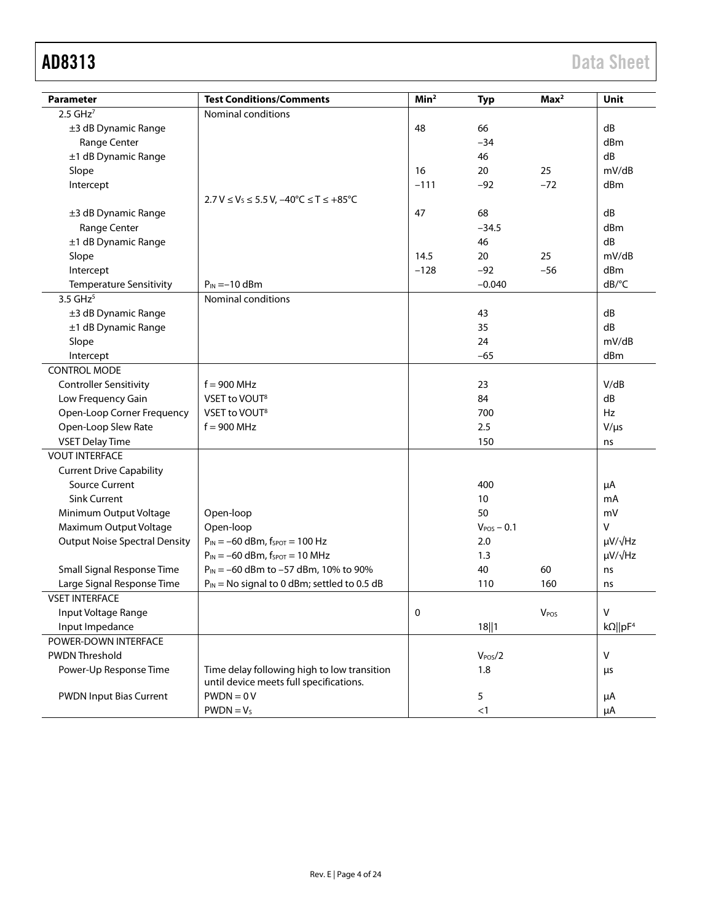| Parameter | Test Conditions/Comments | Min[2] | Typ | Max[2] | Unit |
|---|---|---|---|---|---|
| 2.5 GHz[7] | Nominal conditions | | | | |
| ±3 dB Dynamic Range | | 48 | 66 | | dB |
| Range Center | | | −34 | | dBm |
| ±1 dB Dynamic Range | | | 46 | | dB |
| Slope | | 16 | 20 | 25 | mV/dB |
| Intercept | | −111 | −92 | −72 | dBm |
| | $2.7\ V \leq V_S \leq 5.5\ V$, $-40°C \leq T \leq +85°C$ | | | | |
| ±3 dB Dynamic Range | | 47 | 68 | | dB |
| Range Center | | | −34.5 | | dBm |
| ±1 dB Dynamic Range | | | 46 | | dB |
| Slope | | 14.5 | 20 | 25 | mV/dB |
| Intercept | | −128 | −92 | −56 | dBm |
| Temperature Sensitivity | $P_{IN}$ = −10 dBm | | −0.040 | | dB/°C |
| 3.5 GHz[5] | Nominal conditions | | | | |
| ±3 dB Dynamic Range | | | 43 | | dB |
| ±1 dB Dynamic Range | | | 35 | | dB |
| Slope | | | 24 | | mV/dB |
| Intercept | | | −65 | | dBm |
| CONTROL MODE | | | | | |
| Controller Sensitivity | f = 900 MHz | | 23 | | V/dB |
| Low Frequency Gain | VSET to VOUT[8] | | 84 | | dB |
| Open-Loop Corner Frequency | VSET to VOUT[8] | | 700 | | Hz |
| Open-Loop Slew Rate | f = 900 MHz | | 2.5 | | V/µs |
| VSET Delay Time | | | 150 | | ns |
| VOUT INTERFACE | | | | | |
| Current Drive Capability | | | | | |
| Source Current | | | 400 | | µA |
| Sink Current | | | 10 | | mA |
| Minimum Output Voltage | Open-loop | | 50 | | mV |
| Maximum Output Voltage | Open-loop | | $V_{POS}$ − 0.1 | | V |
| Output Noise Spectral Density | $P_{IN}$ = −60 dBm, $f_{SPOT}$ = 100 Hz | | 2.0 | | µV/√Hz |
| | $P_{IN}$ = −60 dBm, $f_{SPOT}$ = 10 MHz | | 1.3 | | µV/√Hz |
| Small Signal Response Time | $P_{IN}$ = −60 dBm to −57 dBm, 10% to 90% | | 40 | 60 | ns |
| Large Signal Response Time | $P_{IN}$ = No signal to 0 dBm; settled to 0.5 dB | | 110 | 160 | ns |
| VSET INTERFACE | | | | | |
| Input Voltage Range | | 0 | | $V_{POS}$ | V |
| Input Impedance | | | 18‖1 | | kΩ‖pF[4] |
| POWER-DOWN INTERFACE | | | | | |
| PWDN Threshold | | | $V_{POS}$/2 | | V |
| Power-Up Response Time | Time delay following high to low transition until device meets full specifications. | | 1.8 | | µs |
| PWDN Input Bias Current | PWDN = 0 V | | 5 | | µA |
| | PWDN = $V_S$ | | <1 | | µA |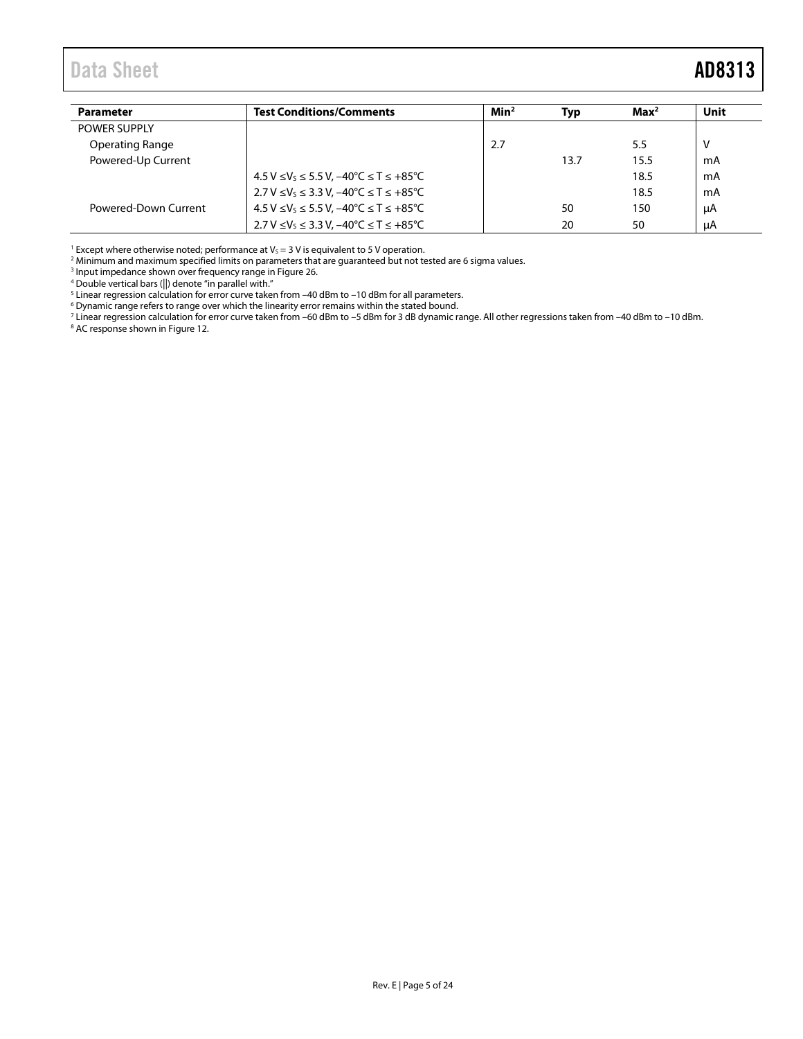| Parameter | Test Conditions/Comments | Min[2] | Typ | Max[2] | Unit |
|---|---|---|---|---|---|
| POWER SUPPLY | | | | | |
| Operating Range | | 2.7 | | 5.5 | V |
| Powered-Up Current | | | 13.7 | 15.5 | mA |
| | 4.5 V ≤ $V_S$ ≤ 5.5 V, −40°C ≤ T ≤ +85°C | | | 18.5 | mA |
| | 2.7 V ≤ $V_S$ ≤ 3.3 V, −40°C ≤ T ≤ +85°C | | | 18.5 | mA |
| Powered-Down Current | 4.5 V ≤ $V_S$ ≤ 5.5 V, −40°C ≤ T ≤ +85°C | | 50 | 150 | μA |
| | 2.7 V ≤ $V_S$ ≤ 3.3 V, −40°C ≤ T ≤ +85°C | | 20 | 50 | μA |

[1] Except where otherwise noted; performance at $V_S$ = 3 V is equivalent to 5 V operation.
[2] Minimum and maximum specified limits on parameters that are guaranteed but not tested are 6 sigma values.
[3] Input impedance shown over frequency range in Figure 26.
[4] Double vertical bars (||) denote "in parallel with."
[5] Linear regression calculation for error curve taken from −40 dBm to −10 dBm for all parameters.
[6] Dynamic range refers to range over which the linearity error remains within the stated bound.
[7] Linear regression calculation for error curve taken from −60 dBm to −5 dBm for 3 dB dynamic range. All other regressions taken from −40 dBm to −10 dBm.
[8] AC response shown in Figure 12.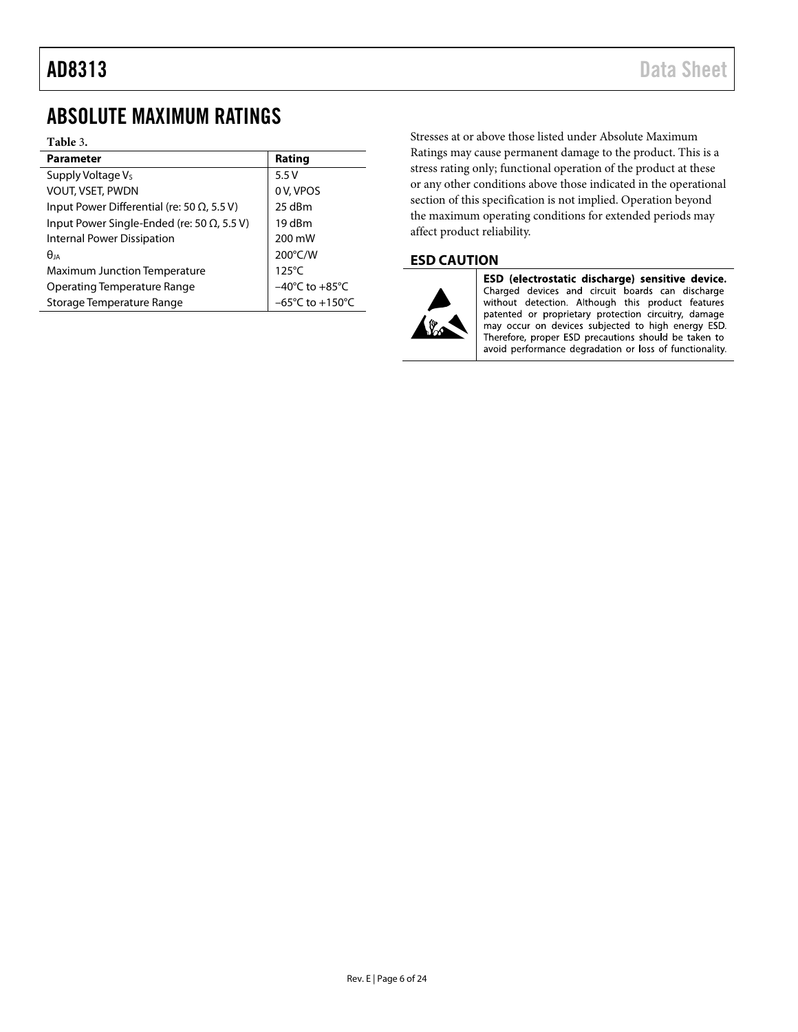## ABSOLUTE MAXIMUM RATINGS

**Table 3.**

| Parameter | Rating |
|---|---|
| Supply Voltage $V_S$ | 5.5 V |
| VOUT, VSET, PWDN | 0 V, VPOS |
| Input Power Differential (re: 50 Ω, 5.5 V) | 25 dBm |
| Input Power Single-Ended (re: 50 Ω, 5.5 V) | 19 dBm |
| Internal Power Dissipation | 200 mW |
| $\theta_{JA}$ | 200°C/W |
| Maximum Junction Temperature | 125°C |
| Operating Temperature Range | –40°C to +85°C |
| Storage Temperature Range | –65°C to +150°C |

Stresses at or above those listed under Absolute Maximum Ratings may cause permanent damage to the product. This is a stress rating only; functional operation of the product at these or any other conditions above those indicated in the operational section of this specification is not implied. Operation beyond the maximum operating conditions for extended periods may affect product reliability.

### ESD CAUTION

**ESD (electrostatic discharge) sensitive device.** Charged devices and circuit boards can discharge without detection. Although this product features patented or proprietary protection circuitry, damage may occur on devices subjected to high energy ESD. Therefore, proper ESD precautions should be taken to avoid performance degradation or loss of functionality.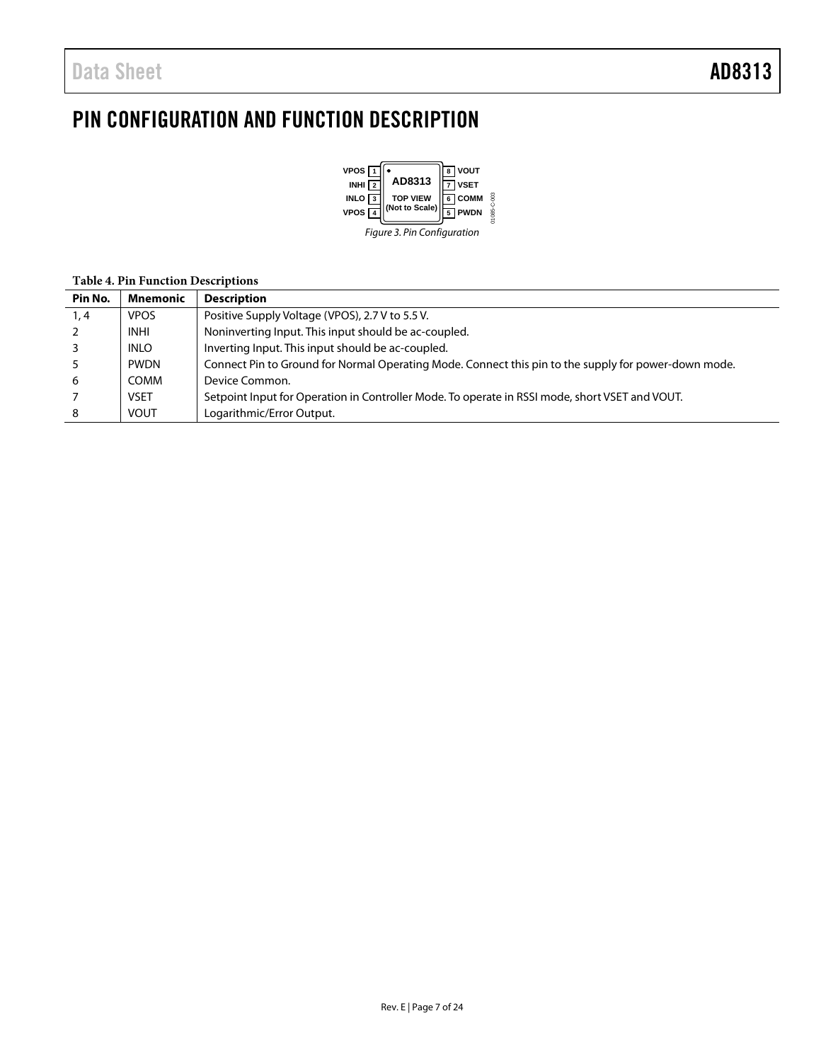# PIN CONFIGURATION AND FUNCTION DESCRIPTION

VPOS 1 • AD8313 8 VOUT
INHI 2 7 VSET
INLO 3 TOP VIEW (Not to Scale) 6 COMM
VPOS 4 5 PWDN

*Figure 3. Pin Configuration*

**Table 4. Pin Function Descriptions**

| Pin No. | Mnemonic | Description |
|---|---|---|
| 1, 4 | VPOS | Positive Supply Voltage (VPOS), 2.7 V to 5.5 V. |
| 2 | INHI | Noninverting Input. This input should be ac-coupled. |
| 3 | INLO | Inverting Input. This input should be ac-coupled. |
| 5 | PWDN | Connect Pin to Ground for Normal Operating Mode. Connect this pin to the supply for power-down mode. |
| 6 | COMM | Device Common. |
| 7 | VSET | Setpoint Input for Operation in Controller Mode. To operate in RSSI mode, short VSET and VOUT. |
| 8 | VOUT | Logarithmic/Error Output. |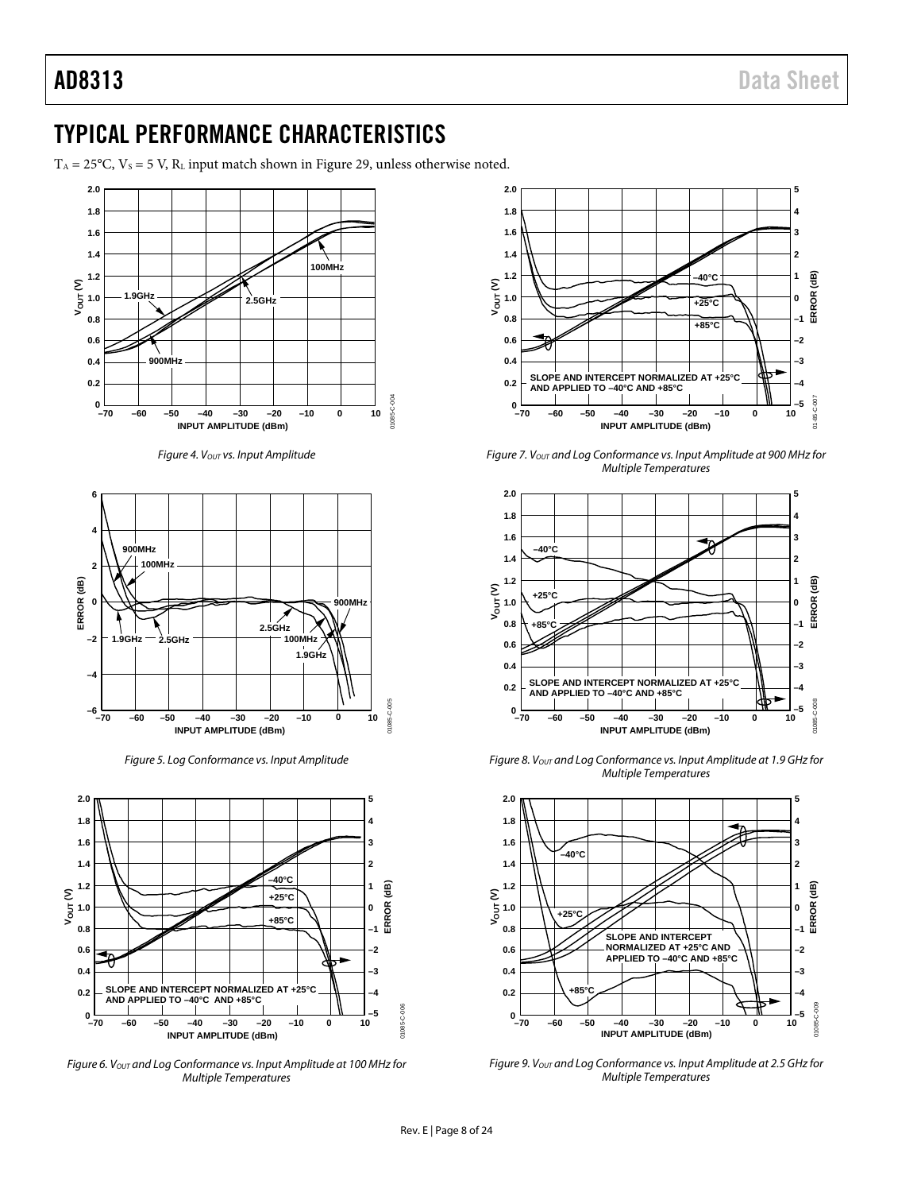## TYPICAL PERFORMANCE CHARACTERISTICS

$T_A$ = 25°C, $V_S$ = 5 V, $R_L$ input match shown in Figure 29, unless otherwise noted.

*Figure 4. $V_{OUT}$ vs. Input Amplitude*

*Figure 5. Log Conformance vs. Input Amplitude*

*Figure 6. $V_{OUT}$ and Log Conformance vs. Input Amplitude at 100 MHz for Multiple Temperatures*

*Figure 7. $V_{OUT}$ and Log Conformance vs. Input Amplitude at 900 MHz for Multiple Temperatures*

*Figure 8. $V_{OUT}$ and Log Conformance vs. Input Amplitude at 1.9 GHz for Multiple Temperatures*

*Figure 9. $V_{OUT}$ and Log Conformance vs. Input Amplitude at 2.5 GHz for Multiple Temperatures*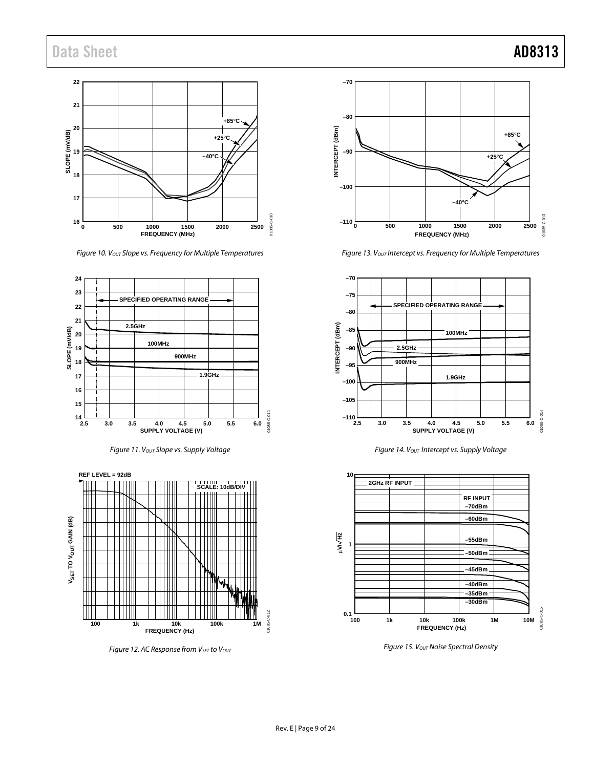Figure 10. $V_{OUT}$ Slope vs. Frequency for Multiple Temperatures

Figure 11. $V_{OUT}$ Slope vs. Supply Voltage

Figure 12. AC Response from $V_{SET}$ to $V_{OUT}$

Figure 13. $V_{OUT}$ Intercept vs. Frequency for Multiple Temperatures

Figure 14. $V_{OUT}$ Intercept vs. Supply Voltage

Figure 15. $V_{OUT}$ Noise Spectral Density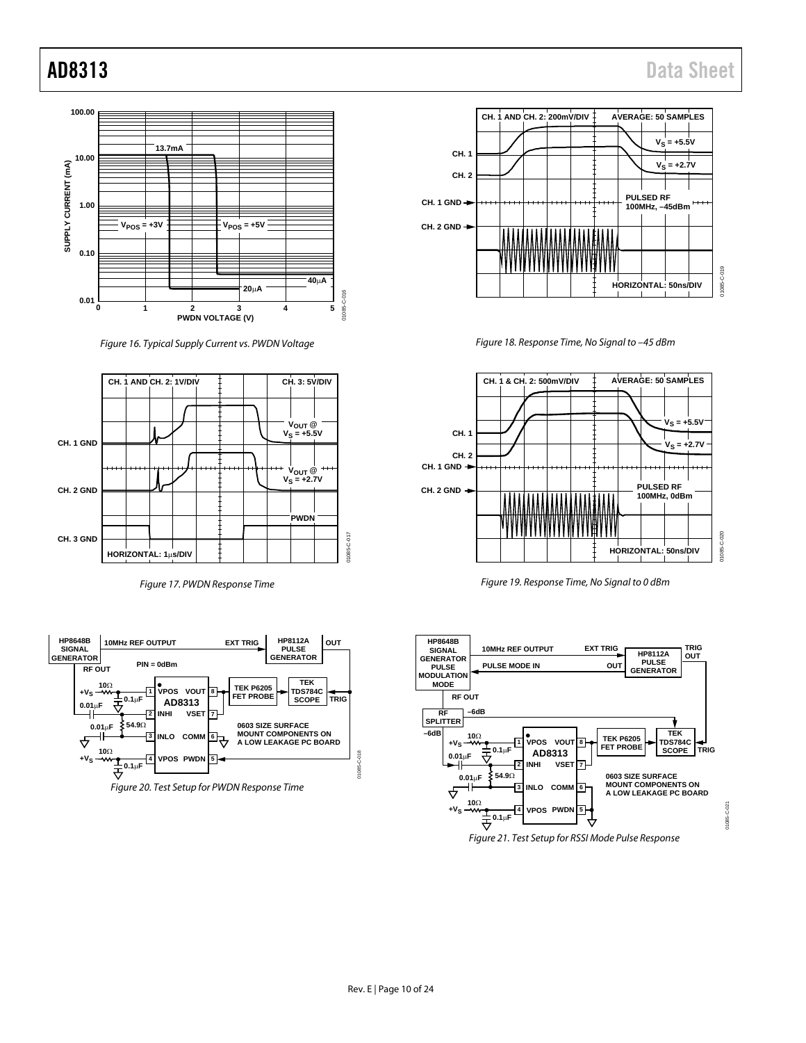Figure 16. Typical Supply Current vs. PWDN Voltage

Figure 17. PWDN Response Time

Figure 18. Response Time, No Signal to –45 dBm

Figure 19. Response Time, No Signal to 0 dBm

Figure 20. Test Setup for PWDN Response Time

Figure 21. Test Setup for RSSI Mode Pulse Response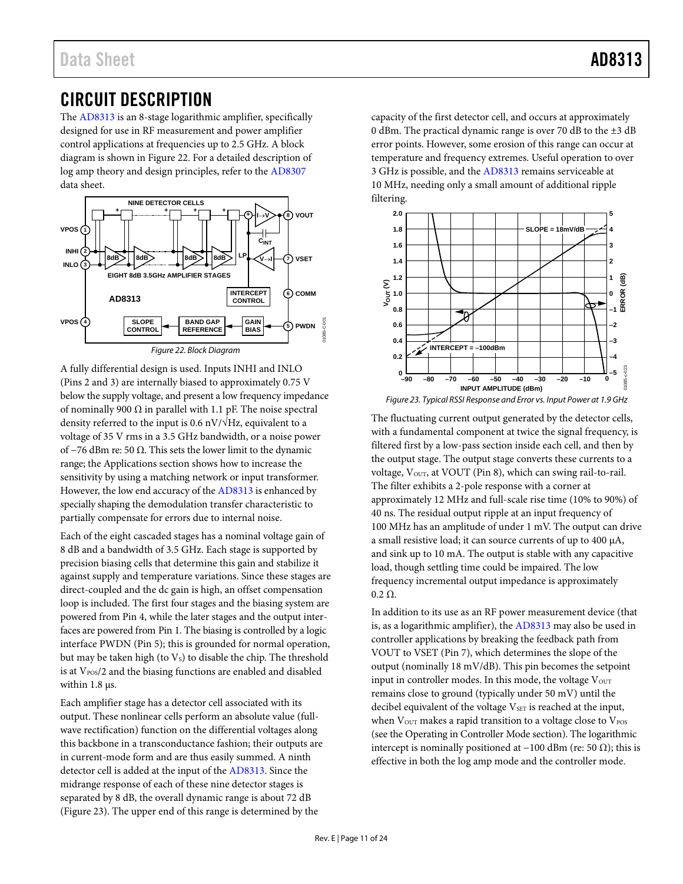# CIRCUIT DESCRIPTION

The AD8313 is an 8-stage logarithmic amplifier, specifically designed for use in RF measurement and power amplifier control applications at frequencies up to 2.5 GHz. A block diagram is shown in Figure 22. For a detailed description of log amp theory and design principles, refer to the AD8307 data sheet.

Figure 22. Block Diagram

A fully differential design is used. Inputs INHI and INLO (Pins 2 and 3) are internally biased to approximately 0.75 V below the supply voltage, and present a low frequency impedance of nominally 900 Ω in parallel with 1.1 pF. The noise spectral density referred to the input is 0.6 nV/√Hz, equivalent to a voltage of 35 V rms in a 3.5 GHz bandwidth, or a noise power of −76 dBm re: 50 Ω. This sets the lower limit to the dynamic range; the Applications section shows how to increase the sensitivity by using a matching network or input transformer. However, the low end accuracy of the AD8313 is enhanced by specially shaping the demodulation transfer characteristic to partially compensate for errors due to internal noise.

Each of the eight cascaded stages has a nominal voltage gain of 8 dB and a bandwidth of 3.5 GHz. Each stage is supported by precision biasing cells that determine this gain and stabilize it against supply and temperature variations. Since these stages are direct-coupled and the dc gain is high, an offset compensation loop is included. The first four stages and the biasing system are powered from Pin 4, while the later stages and the output interfaces are powered from Pin 1. The biasing is controlled by a logic interface PWDN (Pin 5); this is grounded for normal operation, but may be taken high (to $V_S$) to disable the chip. The threshold is at $V_{POS}/2$ and the biasing functions are enabled and disabled within 1.8 µs.

Each amplifier stage has a detector cell associated with its output. These nonlinear cells perform an absolute value (full-wave rectification) function on the differential voltages along this backbone in a transconductance fashion; their outputs are in current-mode form and are thus easily summed. A ninth detector cell is added at the input of the AD8313. Since the midrange response of each of these nine detector stages is separated by 8 dB, the overall dynamic range is about 72 dB (Figure 23). The upper end of this range is determined by the capacity of the first detector cell, and occurs at approximately 0 dBm. The practical dynamic range is over 70 dB to the ±3 dB error points. However, some erosion of this range can occur at temperature and frequency extremes. Useful operation to over 3 GHz is possible, and the AD8313 remains serviceable at 10 MHz, needing only a small amount of additional ripple filtering.

Figure 23. Typical RSSI Response and Error vs. Input Power at 1.9 GHz

The fluctuating current output generated by the detector cells, with a fundamental component at twice the signal frequency, is filtered first by a low-pass section inside each cell, and then by the output stage. The output stage converts these currents to a voltage, $V_{OUT}$, at VOUT (Pin 8), which can swing rail-to-rail. The filter exhibits a 2-pole response with a corner at approximately 12 MHz and full-scale rise time (10% to 90%) of 40 ns. The residual output ripple at an input frequency of 100 MHz has an amplitude of under 1 mV. The output can drive a small resistive load; it can source currents of up to 400 µA, and sink up to 10 mA. The output is stable with any capacitive load, though settling time could be impaired. The low frequency incremental output impedance is approximately 0.2 Ω.

In addition to its use as an RF power measurement device (that is, as a logarithmic amplifier), the AD8313 may also be used in controller applications by breaking the feedback path from VOUT to VSET (Pin 7), which determines the slope of the output (nominally 18 mV/dB). This pin becomes the setpoint input in controller modes. In this mode, the voltage $V_{OUT}$ remains close to ground (typically under 50 mV) until the decibel equivalent of the voltage $V_{SET}$ is reached at the input, when $V_{OUT}$ makes a rapid transition to a voltage close to $V_{POS}$ (see the Operating in Controller Mode section). The logarithmic intercept is nominally positioned at −100 dBm (re: 50 Ω); this is effective in both the log amp mode and the controller mode.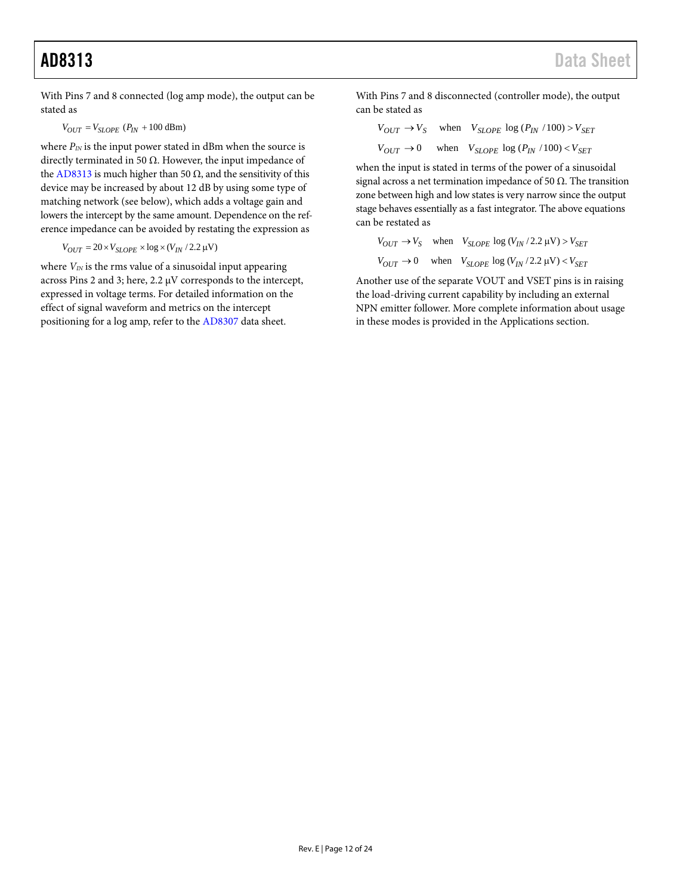With Pins 7 and 8 connected (log amp mode), the output can be stated as

$$V_{OUT} = V_{SLOPE}\ (P_{IN} + 100\ \text{dBm})$$

where $P_{IN}$ is the input power stated in dBm when the source is directly terminated in 50 Ω. However, the input impedance of the AD8313 is much higher than 50 Ω, and the sensitivity of this device may be increased by about 12 dB by using some type of matching network (see below), which adds a voltage gain and lowers the intercept by the same amount. Dependence on the reference impedance can be avoided by restating the expression as

$$V_{OUT} = 20 \times V_{SLOPE} \times \log \times (V_{IN} / 2.2\ \mu\text{V})$$

where $V_{IN}$ is the rms value of a sinusoidal input appearing across Pins 2 and 3; here, 2.2 μV corresponds to the intercept, expressed in voltage terms. For detailed information on the effect of signal waveform and metrics on the intercept positioning for a log amp, refer to the AD8307 data sheet.

With Pins 7 and 8 disconnected (controller mode), the output can be stated as

$$V_{OUT} \rightarrow V_S \quad \text{when} \quad V_{SLOPE}\ \log\ (P_{IN}\ /100) > V_{SET}$$

$$V_{OUT} \rightarrow 0 \quad \text{when} \quad V_{SLOPE}\ \log\ (P_{IN}\ /100) < V_{SET}$$

when the input is stated in terms of the power of a sinusoidal signal across a net termination impedance of 50 Ω. The transition zone between high and low states is very narrow since the output stage behaves essentially as a fast integrator. The above equations can be restated as

$$V_{OUT} \rightarrow V_S \quad \text{when} \quad V_{SLOPE}\ \log\ (V_{IN} / 2.2\ \mu\text{V}) > V_{SET}$$

$$V_{OUT} \rightarrow 0 \quad \text{when} \quad V_{SLOPE}\ \log\ (V_{IN} / 2.2\ \mu\text{V}) < V_{SET}$$

Another use of the separate VOUT and VSET pins is in raising the load-driving current capability by including an external NPN emitter follower. More complete information about usage in these modes is provided in the Applications section.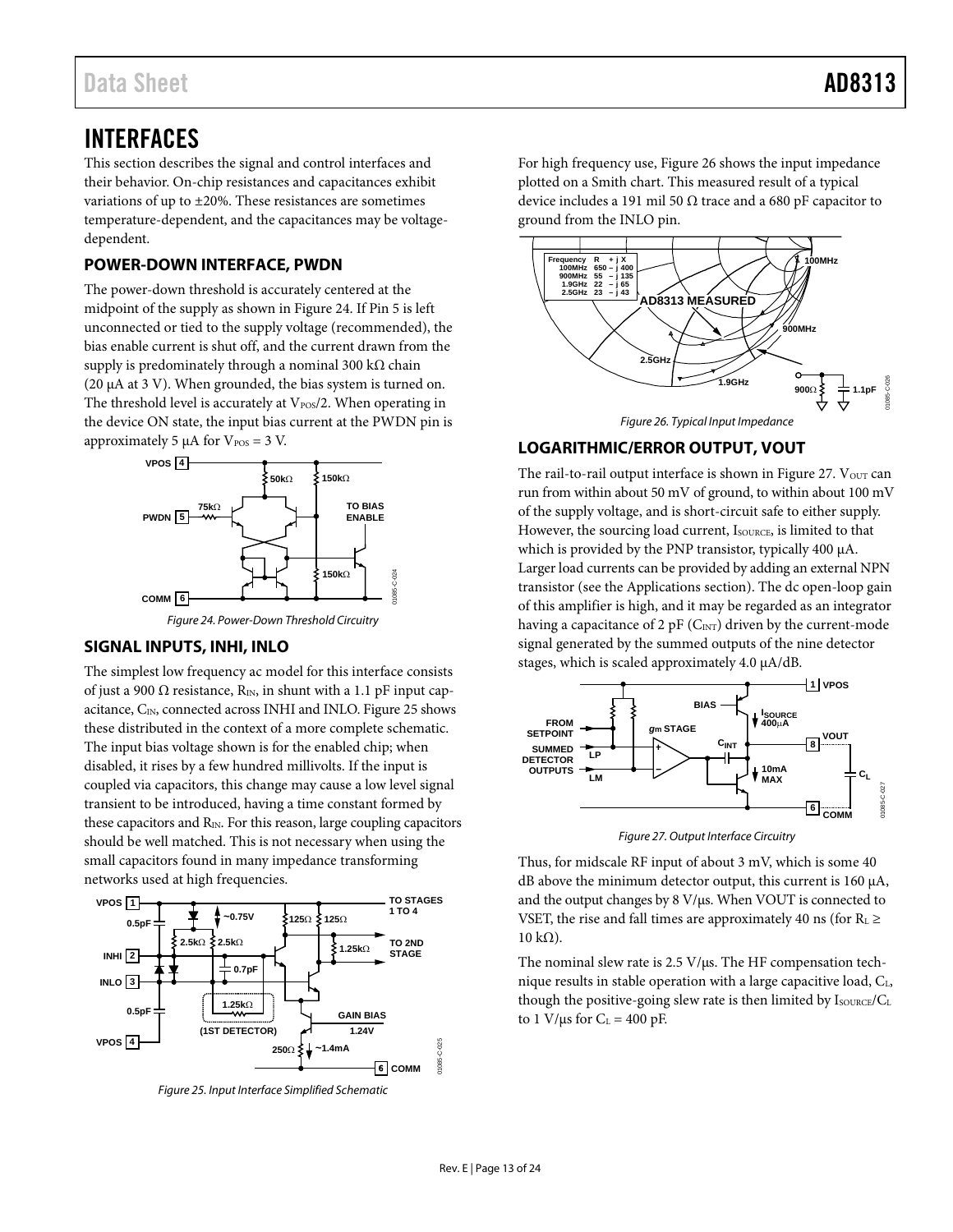# INTERFACES

This section describes the signal and control interfaces and their behavior. On-chip resistances and capacitances exhibit variations of up to ±20%. These resistances are sometimes temperature-dependent, and the capacitances may be voltage-dependent.

## POWER-DOWN INTERFACE, PWDN

The power-down threshold is accurately centered at the midpoint of the supply as shown in Figure 24. If Pin 5 is left unconnected or tied to the supply voltage (recommended), the bias enable current is shut off, and the current drawn from the supply is predominately through a nominal 300 kΩ chain (20 µA at 3 V). When grounded, the bias system is turned on. The threshold level is accurately at $V_{POS}/2$. When operating in the device ON state, the input bias current at the PWDN pin is approximately 5 µA for $V_{POS}$ = 3 V.

*Figure 24. Power-Down Threshold Circuitry*

## SIGNAL INPUTS, INHI, INLO

The simplest low frequency ac model for this interface consists of just a 900 Ω resistance, $R_{IN}$, in shunt with a 1.1 pF input capacitance, $C_{IN}$, connected across INHI and INLO. Figure 25 shows these distributed in the context of a more complete schematic. The input bias voltage shown is for the enabled chip; when disabled, it rises by a few hundred millivolts. If the input is coupled via capacitors, this change may cause a low level signal transient to be introduced, having a time constant formed by these capacitors and $R_{IN}$. For this reason, large coupling capacitors should be well matched. This is not necessary when using the small capacitors found in many impedance transforming networks used at high frequencies.

*Figure 25. Input Interface Simplified Schematic*

For high frequency use, Figure 26 shows the input impedance plotted on a Smith chart. This measured result of a typical device includes a 191 mil 50 Ω trace and a 680 pF capacitor to ground from the INLO pin.

| Frequency | R | + j X |
|---|---|---|
| 100MHz | 650 | – j 400 |
| 900MHz | 55 | – j 135 |
| 1.9GHz | 22 | – j 65 |
| 2.5GHz | 23 | – j 43 |

*Figure 26. Typical Input Impedance*

## LOGARITHMIC/ERROR OUTPUT, VOUT

The rail-to-rail output interface is shown in Figure 27. $V_{OUT}$ can run from within about 50 mV of ground, to within about 100 mV of the supply voltage, and is short-circuit safe to either supply. However, the sourcing load current, $I_{SOURCE}$, is limited to that which is provided by the PNP transistor, typically 400 µA. Larger load currents can be provided by adding an external NPN transistor (see the Applications section). The dc open-loop gain of this amplifier is high, and it may be regarded as an integrator having a capacitance of 2 pF ($C_{INT}$) driven by the current-mode signal generated by the summed outputs of the nine detector stages, which is scaled approximately 4.0 µA/dB.

*Figure 27. Output Interface Circuitry*

Thus, for midscale RF input of about 3 mV, which is some 40 dB above the minimum detector output, this current is 160 µA, and the output changes by 8 V/µs. When VOUT is connected to VSET, the rise and fall times are approximately 40 ns (for $R_L \geq$ 10 kΩ).

The nominal slew rate is 2.5 V/µs. The HF compensation technique results in stable operation with a large capacitive load, $C_L$, though the positive-going slew rate is then limited by $I_{SOURCE}/C_L$ to 1 V/µs for $C_L$ = 400 pF.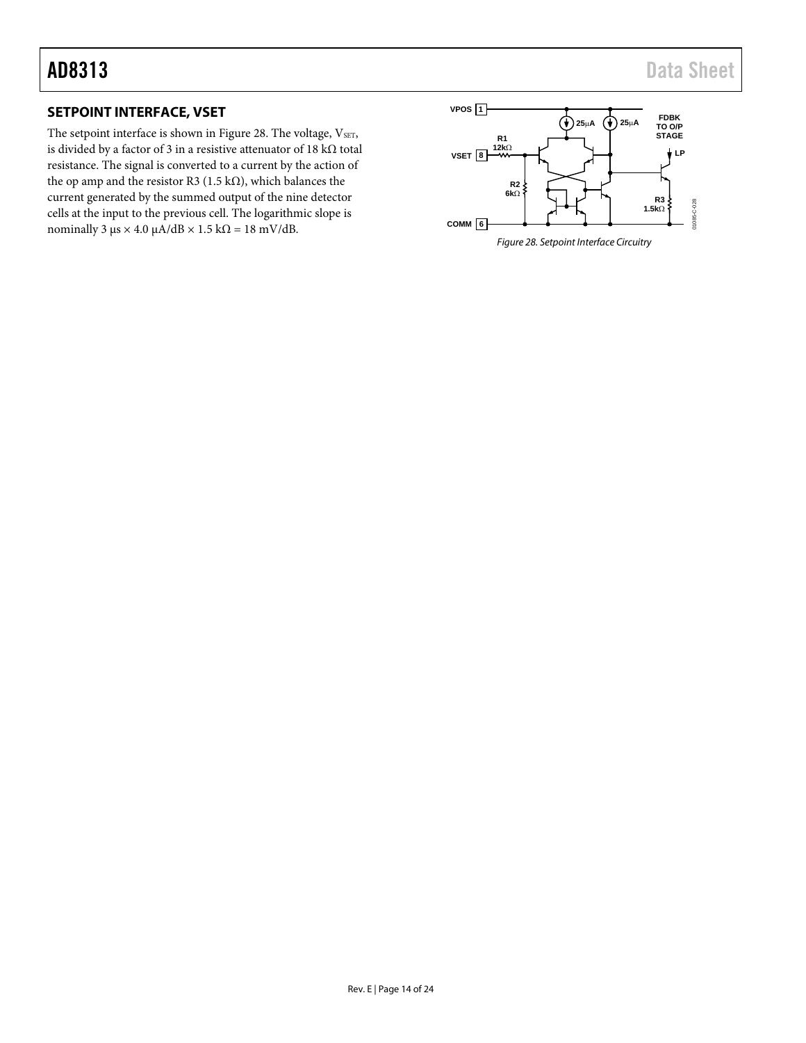## SETPOINT INTERFACE, VSET

The setpoint interface is shown in Figure 28. The voltage, $V_{SET}$, is divided by a factor of 3 in a resistive attenuator of 18 kΩ total resistance. The signal is converted to a current by the action of the op amp and the resistor R3 (1.5 kΩ), which balances the current generated by the summed output of the nine detector cells at the input to the previous cell. The logarithmic slope is nominally 3 μs × 4.0 μA/dB × 1.5 kΩ = 18 mV/dB.

*Figure 28. Setpoint Interface Circuitry*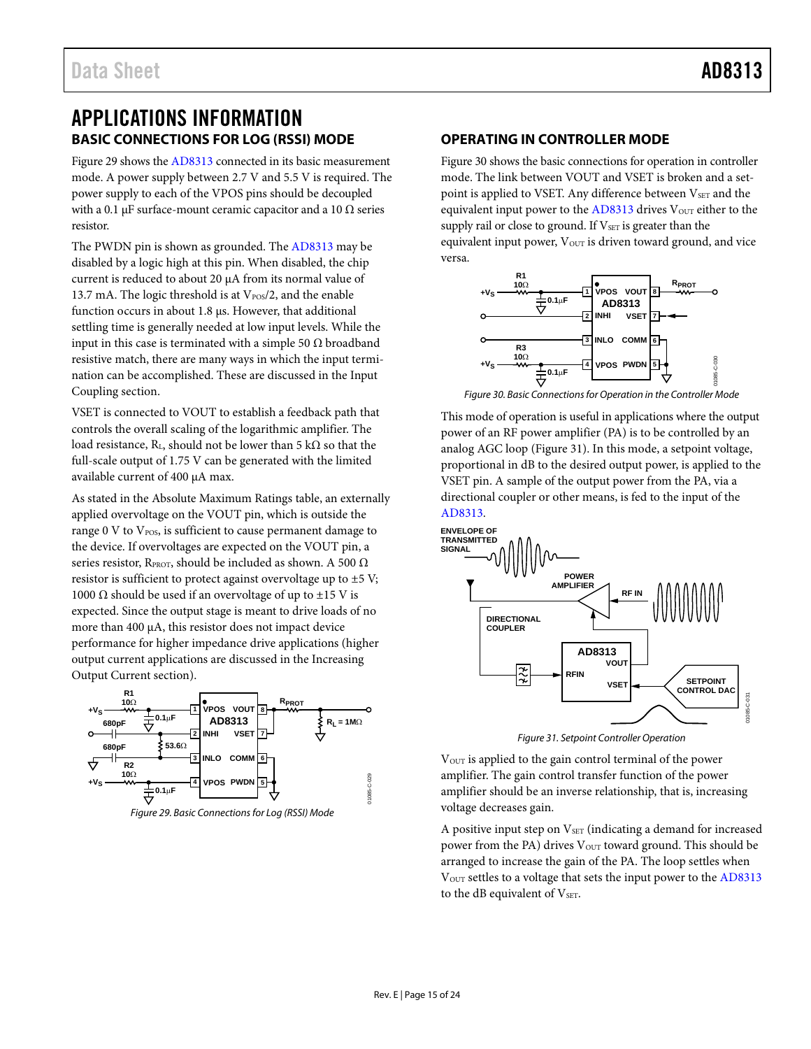# APPLICATIONS INFORMATION

## BASIC CONNECTIONS FOR LOG (RSSI) MODE

Figure 29 shows the AD8313 connected in its basic measurement mode. A power supply between 2.7 V and 5.5 V is required. The power supply to each of the VPOS pins should be decoupled with a 0.1 µF surface-mount ceramic capacitor and a 10 Ω series resistor.

The PWDN pin is shown as grounded. The AD8313 may be disabled by a logic high at this pin. When disabled, the chip current is reduced to about 20 µA from its normal value of 13.7 mA. The logic threshold is at $V_{POS}/2$, and the enable function occurs in about 1.8 µs. However, that additional settling time is generally needed at low input levels. While the input in this case is terminated with a simple 50 Ω broadband resistive match, there are many ways in which the input termination can be accomplished. These are discussed in the Input Coupling section.

VSET is connected to VOUT to establish a feedback path that controls the overall scaling of the logarithmic amplifier. The load resistance, $R_L$, should not be lower than 5 kΩ so that the full-scale output of 1.75 V can be generated with the limited available current of 400 µA max.

As stated in the Absolute Maximum Ratings table, an externally applied overvoltage on the VOUT pin, which is outside the range 0 V to $V_{POS}$, is sufficient to cause permanent damage to the device. If overvoltages are expected on the VOUT pin, a series resistor, $R_{PROT}$, should be included as shown. A 500 Ω resistor is sufficient to protect against overvoltage up to ±5 V; 1000 Ω should be used if an overvoltage of up to ±15 V is expected. Since the output stage is meant to drive loads of no more than 400 µA, this resistor does not impact device performance for higher impedance drive applications (higher output current applications are discussed in the Increasing Output Current section).

Figure 29. Basic Connections for Log (RSSI) Mode

## OPERATING IN CONTROLLER MODE

Figure 30 shows the basic connections for operation in controller mode. The link between VOUT and VSET is broken and a setpoint is applied to VSET. Any difference between $V_{SET}$ and the equivalent input power to the AD8313 drives $V_{OUT}$ either to the supply rail or close to ground. If $V_{SET}$ is greater than the equivalent input power, $V_{OUT}$ is driven toward ground, and vice versa.

Figure 30. Basic Connections for Operation in the Controller Mode

This mode of operation is useful in applications where the output power of an RF power amplifier (PA) is to be controlled by an analog AGC loop (Figure 31). In this mode, a setpoint voltage, proportional in dB to the desired output power, is applied to the VSET pin. A sample of the output power from the PA, via a directional coupler or other means, is fed to the input of the AD8313.

Figure 31. Setpoint Controller Operation

$V_{OUT}$ is applied to the gain control terminal of the power amplifier. The gain control transfer function of the power amplifier should be an inverse relationship, that is, increasing voltage decreases gain.

A positive input step on $V_{SET}$ (indicating a demand for increased power from the PA) drives $V_{OUT}$ toward ground. This should be arranged to increase the gain of the PA. The loop settles when $V_{OUT}$ settles to a voltage that sets the input power to the AD8313 to the dB equivalent of $V_{SET}$.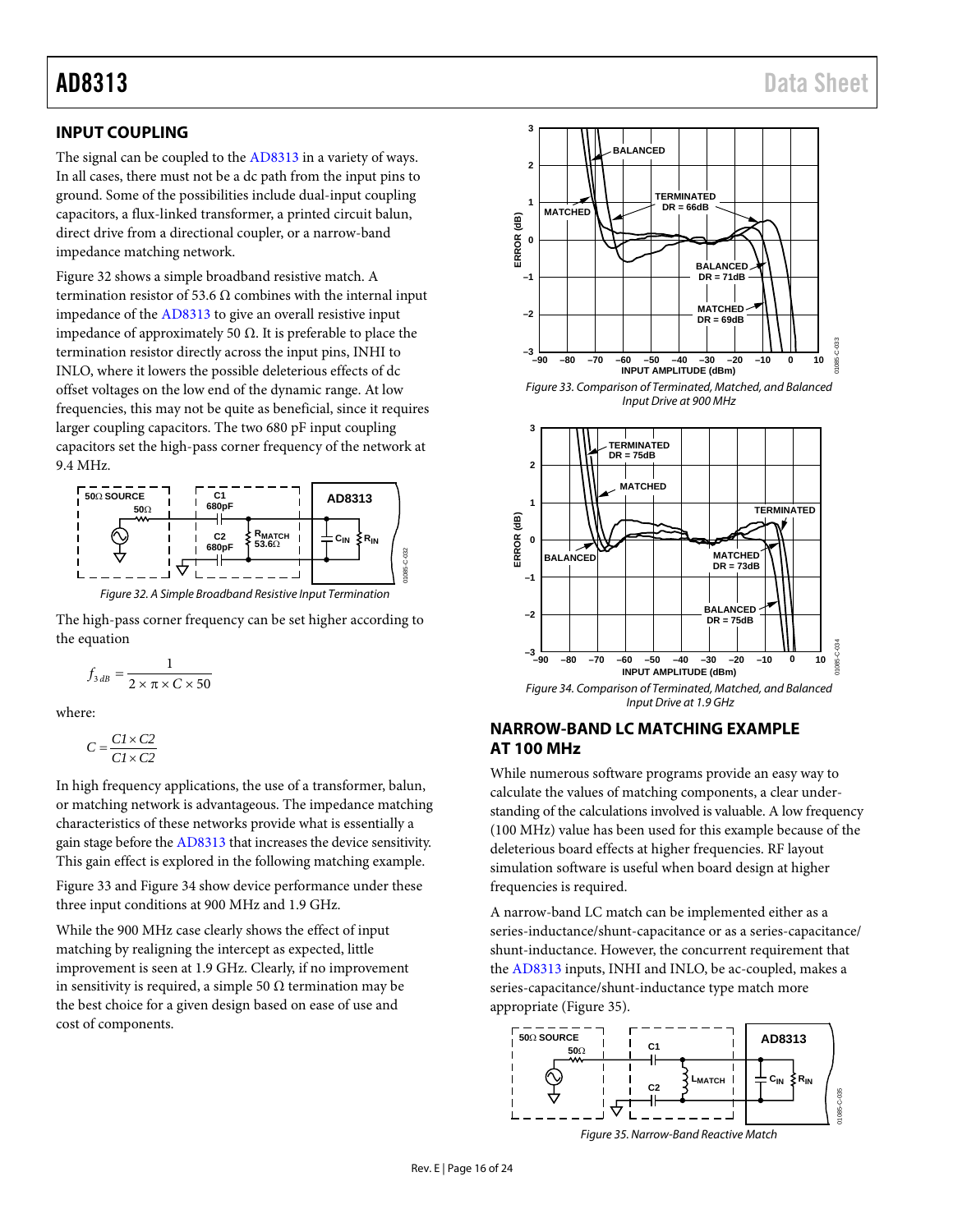## INPUT COUPLING

The signal can be coupled to the AD8313 in a variety of ways. In all cases, there must not be a dc path from the input pins to ground. Some of the possibilities include dual-input coupling capacitors, a flux-linked transformer, a printed circuit balun, direct drive from a directional coupler, or a narrow-band impedance matching network.

Figure 32 shows a simple broadband resistive match. A termination resistor of 53.6 Ω combines with the internal input impedance of the AD8313 to give an overall resistive input impedance of approximately 50 Ω. It is preferable to place the termination resistor directly across the input pins, INHI to INLO, where it lowers the possible deleterious effects of dc offset voltages on the low end of the dynamic range. At low frequencies, this may not be quite as beneficial, since it requires larger coupling capacitors. The two 680 pF input coupling capacitors set the high-pass corner frequency of the network at 9.4 MHz.

Figure 32. A Simple Broadband Resistive Input Termination

The high-pass corner frequency can be set higher according to the equation

$$f_{3\,dB} = \frac{1}{2 \times \pi \times C \times 50}$$

where:

$$C = \frac{C1 \times C2}{C1 \times C2}$$

In high frequency applications, the use of a transformer, balun, or matching network is advantageous. The impedance matching characteristics of these networks provide what is essentially a gain stage before the AD8313 that increases the device sensitivity. This gain effect is explored in the following matching example.

Figure 33 and Figure 34 show device performance under these three input conditions at 900 MHz and 1.9 GHz.

While the 900 MHz case clearly shows the effect of input matching by realigning the intercept as expected, little improvement is seen at 1.9 GHz. Clearly, if no improvement in sensitivity is required, a simple 50 Ω termination may be the best choice for a given design based on ease of use and cost of components.

Figure 33. Comparison of Terminated, Matched, and Balanced Input Drive at 900 MHz

Figure 34. Comparison of Terminated, Matched, and Balanced Input Drive at 1.9 GHz

## NARROW-BAND LC MATCHING EXAMPLE AT 100 MHz

While numerous software programs provide an easy way to calculate the values of matching components, a clear understanding of the calculations involved is valuable. A low frequency (100 MHz) value has been used for this example because of the deleterious board effects at higher frequencies. RF layout simulation software is useful when board design at higher frequencies is required.

A narrow-band LC match can be implemented either as a series-inductance/shunt-capacitance or as a series-capacitance/shunt-inductance. However, the concurrent requirement that the AD8313 inputs, INHI and INLO, be ac-coupled, makes a series-capacitance/shunt-inductance type match more appropriate (Figure 35).

Figure 35. Narrow-Band Reactive Match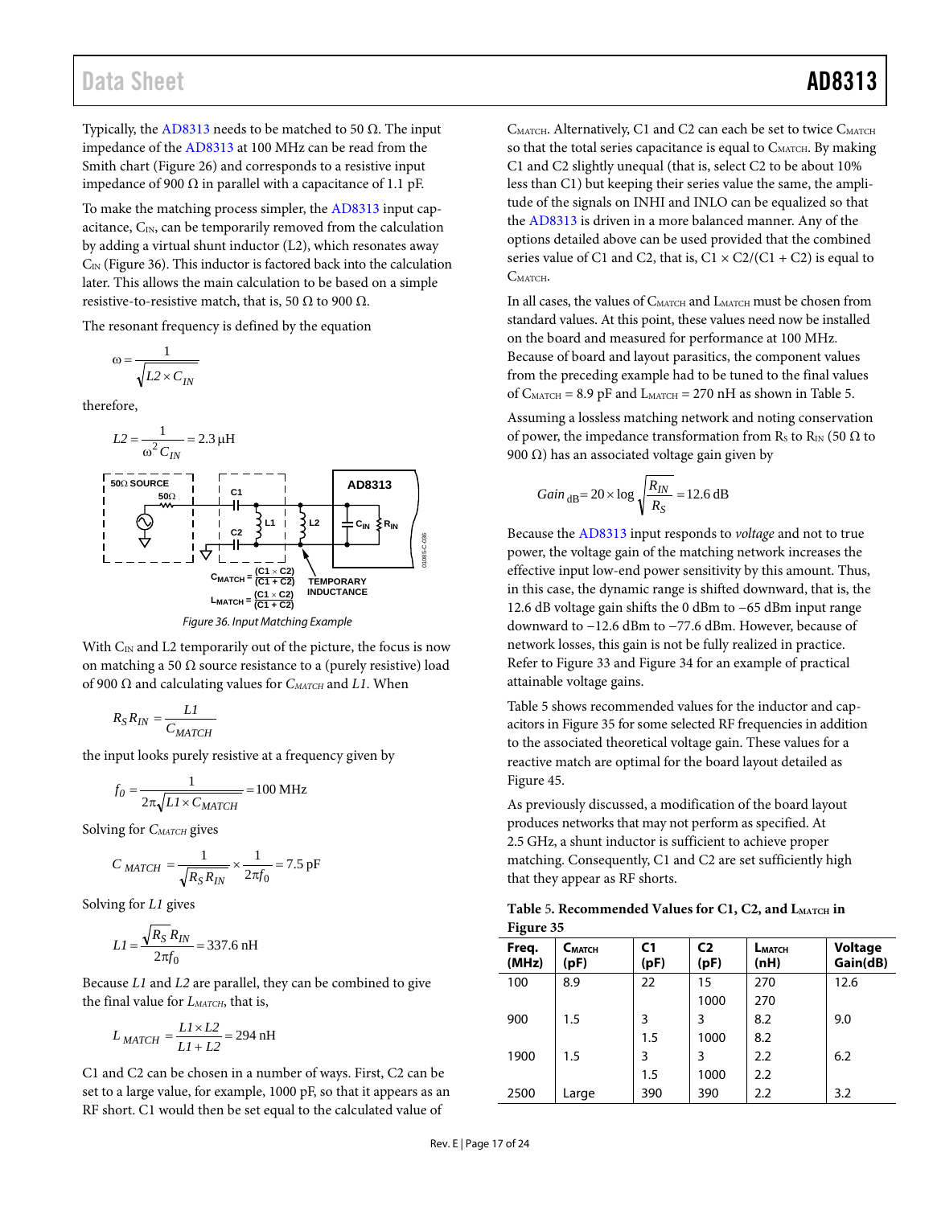Typically, the AD8313 needs to be matched to 50 Ω. The input impedance of the AD8313 at 100 MHz can be read from the Smith chart (Figure 26) and corresponds to a resistive input impedance of 900 Ω in parallel with a capacitance of 1.1 pF.

To make the matching process simpler, the AD8313 input capacitance, $C_{IN}$, can be temporarily removed from the calculation by adding a virtual shunt inductor (L2), which resonates away $C_{IN}$ (Figure 36). This inductor is factored back into the calculation later. This allows the main calculation to be based on a simple resistive-to-resistive match, that is, 50 Ω to 900 Ω.

The resonant frequency is defined by the equation

$$\omega = \frac{1}{\sqrt{L2 \times C_{IN}}}$$

therefore,

$$L2 = \frac{1}{\omega^2 C_{IN}} = 2.3\ \mu\text{H}$$

Figure 36. Input Matching Example

With $C_{IN}$ and L2 temporarily out of the picture, the focus is now on matching a 50 Ω source resistance to a (purely resistive) load of 900 Ω and calculating values for $C_{MATCH}$ and $L1$. When

$$R_S R_{IN} = \frac{L1}{C_{MATCH}}$$

the input looks purely resistive at a frequency given by

$$f_0 = \frac{1}{2\pi\sqrt{L1 \times C_{MATCH}}} = 100\ \text{MHz}$$

Solving for $C_{MATCH}$ gives

$$C_{MATCH} = \frac{1}{\sqrt{R_S R_{IN}}} \times \frac{1}{2\pi f_0} = 7.5\ \text{pF}$$

Solving for $L1$ gives

$$L1 = \frac{\sqrt{R_S R_{IN}}}{2\pi f_0} = 337.6\ \text{nH}$$

Because $L1$ and $L2$ are parallel, they can be combined to give the final value for $L_{MATCH}$, that is,

$$L_{MATCH} = \frac{L1 \times L2}{L1 + L2} = 294\ \text{nH}$$

C1 and C2 can be chosen in a number of ways. First, C2 can be set to a large value, for example, 1000 pF, so that it appears as an RF short. C1 would then be set equal to the calculated value of $C_{MATCH}$. Alternatively, C1 and C2 can each be set to twice $C_{MATCH}$ so that the total series capacitance is equal to $C_{MATCH}$. By making C1 and C2 slightly unequal (that is, select C2 to be about 10% less than C1) but keeping their series value the same, the amplitude of the signals on INHI and INLO can be equalized so that the AD8313 is driven in a more balanced manner. Any of the options detailed above can be used provided that the combined series value of C1 and C2, that is, C1 × C2/(C1 + C2) is equal to $C_{MATCH}$.

In all cases, the values of $C_{MATCH}$ and $L_{MATCH}$ must be chosen from standard values. At this point, these values need now be installed on the board and measured for performance at 100 MHz. Because of board and layout parasitics, the component values from the preceding example had to be tuned to the final values of $C_{MATCH}$ = 8.9 pF and $L_{MATCH}$ = 270 nH as shown in Table 5.

Assuming a lossless matching network and noting conservation of power, the impedance transformation from $R_S$ to $R_{IN}$ (50 Ω to 900 Ω) has an associated voltage gain given by

$$Gain_{dB} = 20 \times \log\sqrt{\frac{R_{IN}}{R_S}} = 12.6\ \text{dB}$$

Because the AD8313 input responds to *voltage* and not to true power, the voltage gain of the matching network increases the effective input low-end power sensitivity by this amount. Thus, in this case, the dynamic range is shifted downward, that is, the 12.6 dB voltage gain shifts the 0 dBm to −65 dBm input range downward to −12.6 dBm to −77.6 dBm. However, because of network losses, this gain is not be fully realized in practice. Refer to Figure 33 and Figure 34 for an example of practical attainable voltage gains.

Table 5 shows recommended values for the inductor and capacitors in Figure 35 for some selected RF frequencies in addition to the associated theoretical voltage gain. These values for a reactive match are optimal for the board layout detailed as Figure 45.

As previously discussed, a modification of the board layout produces networks that may not perform as specified. At 2.5 GHz, a shunt inductor is sufficient to achieve proper matching. Consequently, C1 and C2 are set sufficiently high that they appear as RF shorts.

**Table 5. Recommended Values for C1, C2, and $L_{MATCH}$ in Figure 35**

| Freq. (MHz) | $C_{MATCH}$ (pF) | C1 (pF) | C2 (pF) | $L_{MATCH}$ (nH) | Voltage Gain(dB) |
|---|---|---|---|---|---|
| 100 | 8.9 | 22 | 15 | 270 | 12.6 |
| | | | 1000 | 270 | |
| 900 | 1.5 | 3 | 3 | 8.2 | 9.0 |
| | | 1.5 | 1000 | 8.2 | |
| 1900 | 1.5 | 3 | 3 | 2.2 | 6.2 |
| | | 1.5 | 1000 | 2.2 | |
| 2500 | Large | 390 | 390 | 2.2 | 3.2 |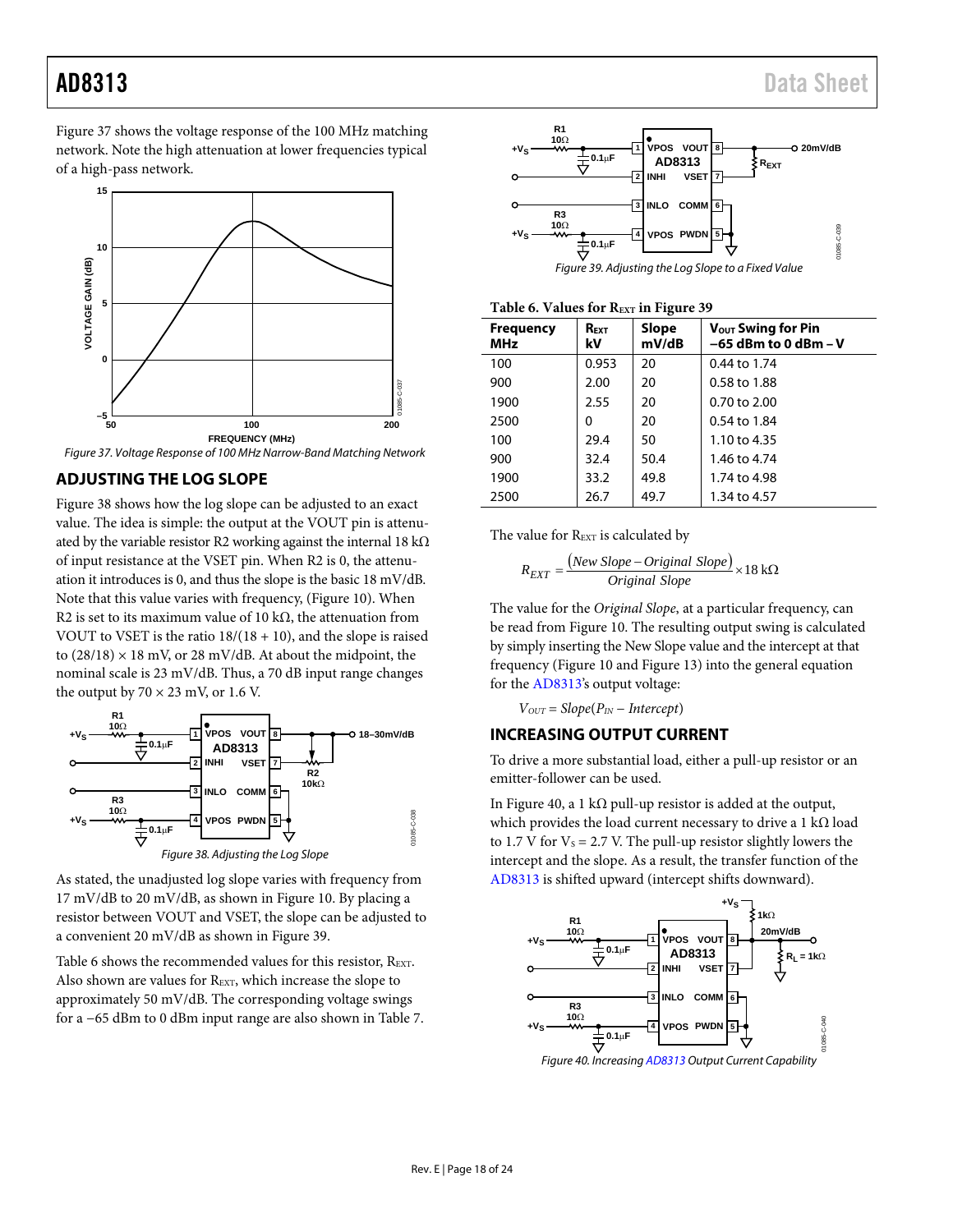Figure 37 shows the voltage response of the 100 MHz matching network. Note the high attenuation at lower frequencies typical of a high-pass network.

Figure 37. Voltage Response of 100 MHz Narrow-Band Matching Network

## ADJUSTING THE LOG SLOPE

Figure 38 shows how the log slope can be adjusted to an exact value. The idea is simple: the output at the VOUT pin is attenuated by the variable resistor R2 working against the internal 18 kΩ of input resistance at the VSET pin. When R2 is 0, the attenuation it introduces is 0, and thus the slope is the basic 18 mV/dB. Note that this value varies with frequency, (Figure 10). When R2 is set to its maximum value of 10 kΩ, the attenuation from VOUT to VSET is the ratio 18/(18 + 10), and the slope is raised to (28/18) × 18 mV, or 28 mV/dB. At about the midpoint, the nominal scale is 23 mV/dB. Thus, a 70 dB input range changes the output by 70 × 23 mV, or 1.6 V.

Figure 38. Adjusting the Log Slope

As stated, the unadjusted log slope varies with frequency from 17 mV/dB to 20 mV/dB, as shown in Figure 10. By placing a resistor between VOUT and VSET, the slope can be adjusted to a convenient 20 mV/dB as shown in Figure 39.

Table 6 shows the recommended values for this resistor, $R_{EXT}$. Also shown are values for $R_{EXT}$, which increase the slope to approximately 50 mV/dB. The corresponding voltage swings for a −65 dBm to 0 dBm input range are also shown in Table 7.

Figure 39. Adjusting the Log Slope to a Fixed Value

**Table 6. Values for $R_{EXT}$ in Figure 39**

| Frequency MHz | $R_{EXT}$ kV | Slope mV/dB | $V_{OUT}$ Swing for Pin −65 dBm to 0 dBm – V |
|---|---|---|---|
| 100 | 0.953 | 20 | 0.44 to 1.74 |
| 900 | 2.00 | 20 | 0.58 to 1.88 |
| 1900 | 2.55 | 20 | 0.70 to 2.00 |
| 2500 | 0 | 20 | 0.54 to 1.84 |
| 100 | 29.4 | 50 | 1.10 to 4.35 |
| 900 | 32.4 | 50.4 | 1.46 to 4.74 |
| 1900 | 33.2 | 49.8 | 1.74 to 4.98 |
| 2500 | 26.7 | 49.7 | 1.34 to 4.57 |

The value for $R_{EXT}$ is calculated by

$$R_{EXT} = \frac{(New\ Slope - Original\ Slope)}{Original\ Slope} \times 18\ \text{k}\Omega$$

The value for the *Original Slope*, at a particular frequency, can be read from Figure 10. The resulting output swing is calculated by simply inserting the New Slope value and the intercept at that frequency (Figure 10 and Figure 13) into the general equation for the AD8313's output voltage:

$$V_{OUT} = Slope(P_{IN} - Intercept)$$

## INCREASING OUTPUT CURRENT

To drive a more substantial load, either a pull-up resistor or an emitter-follower can be used.

In Figure 40, a 1 kΩ pull-up resistor is added at the output, which provides the load current necessary to drive a 1 kΩ load to 1.7 V for $V_S$ = 2.7 V. The pull-up resistor slightly lowers the intercept and the slope. As a result, the transfer function of the AD8313 is shifted upward (intercept shifts downward).

Figure 40. Increasing AD8313 Output Current Capability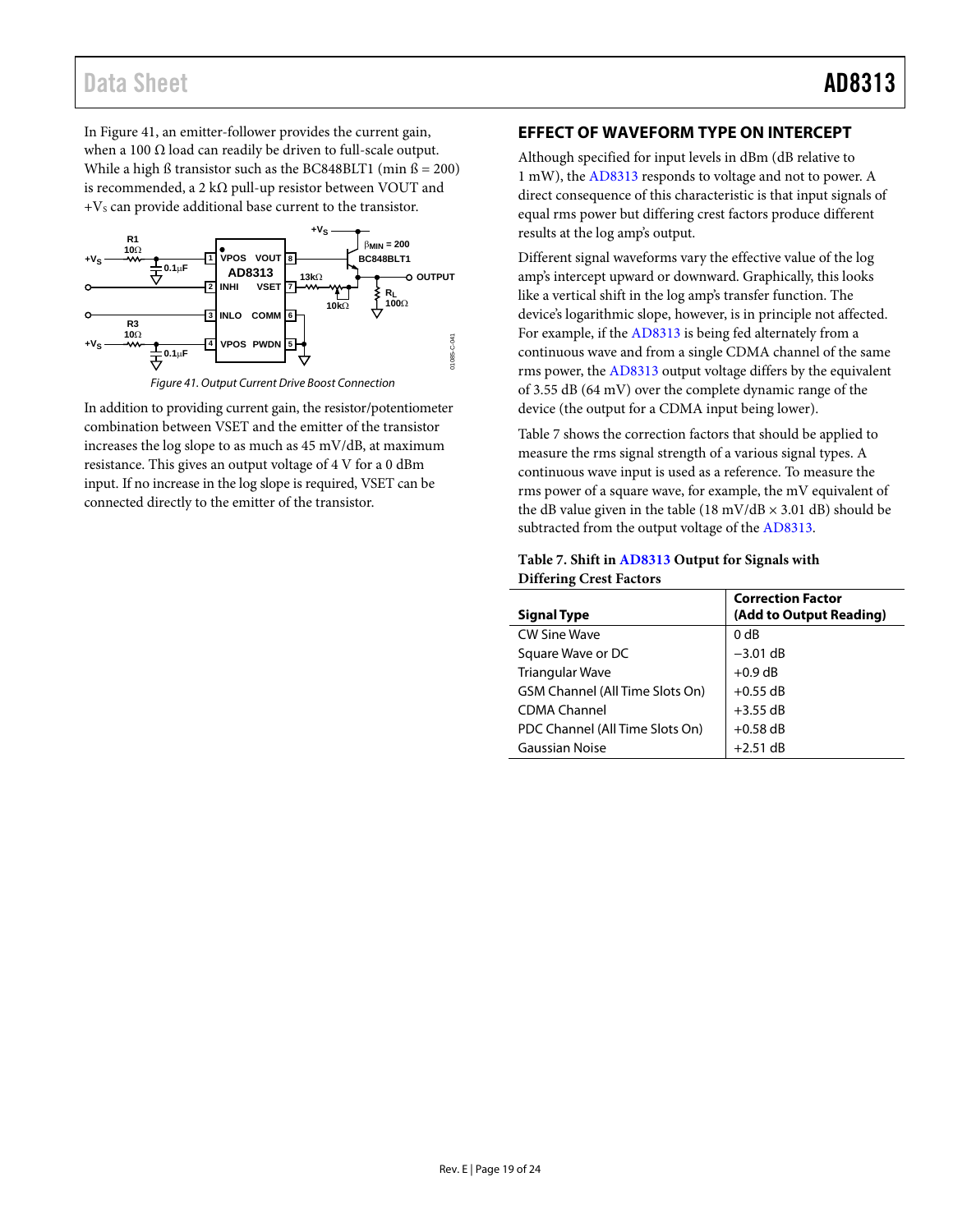In Figure 41, an emitter-follower provides the current gain, when a 100 Ω load can readily be driven to full-scale output. While a high ß transistor such as the BC848BLT1 (min ß = 200) is recommended, a 2 kΩ pull-up resistor between VOUT and $+V_S$ can provide additional base current to the transistor.

*Figure 41. Output Current Drive Boost Connection*

In addition to providing current gain, the resistor/potentiometer combination between VSET and the emitter of the transistor increases the log slope to as much as 45 mV/dB, at maximum resistance. This gives an output voltage of 4 V for a 0 dBm input. If no increase in the log slope is required, VSET can be connected directly to the emitter of the transistor.

## EFFECT OF WAVEFORM TYPE ON INTERCEPT

Although specified for input levels in dBm (dB relative to 1 mW), the AD8313 responds to voltage and not to power. A direct consequence of this characteristic is that input signals of equal rms power but differing crest factors produce different results at the log amp's output.

Different signal waveforms vary the effective value of the log amp's intercept upward or downward. Graphically, this looks like a vertical shift in the log amp's transfer function. The device's logarithmic slope, however, is in principle not affected. For example, if the AD8313 is being fed alternately from a continuous wave and from a single CDMA channel of the same rms power, the AD8313 output voltage differs by the equivalent of 3.55 dB (64 mV) over the complete dynamic range of the device (the output for a CDMA input being lower).

Table 7 shows the correction factors that should be applied to measure the rms signal strength of a various signal types. A continuous wave input is used as a reference. To measure the rms power of a square wave, for example, the mV equivalent of the dB value given in the table (18 mV/dB × 3.01 dB) should be subtracted from the output voltage of the AD8313.

**Table 7. Shift in AD8313 Output for Signals with Differing Crest Factors**

| Signal Type | Correction Factor (Add to Output Reading) |
|---|---|
| CW Sine Wave | 0 dB |
| Square Wave or DC | −3.01 dB |
| Triangular Wave | +0.9 dB |
| GSM Channel (All Time Slots On) | +0.55 dB |
| CDMA Channel | +3.55 dB |
| PDC Channel (All Time Slots On) | +0.58 dB |
| Gaussian Noise | +2.51 dB |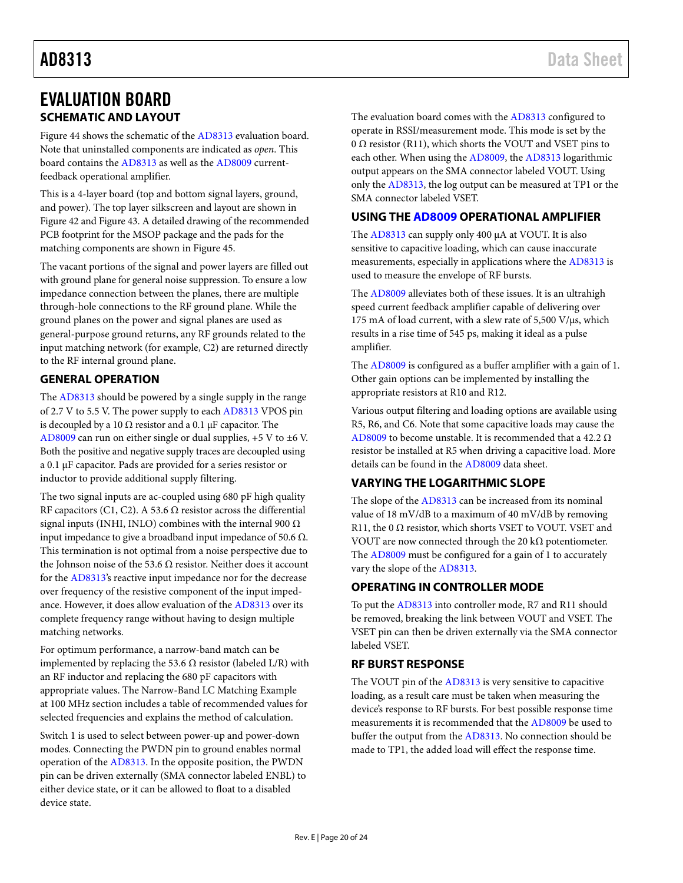# EVALUATION BOARD

## SCHEMATIC AND LAYOUT

Figure 44 shows the schematic of the AD8313 evaluation board. Note that uninstalled components are indicated as *open*. This board contains the AD8313 as well as the AD8009 current-feedback operational amplifier.

This is a 4-layer board (top and bottom signal layers, ground, and power). The top layer silkscreen and layout are shown in Figure 42 and Figure 43. A detailed drawing of the recommended PCB footprint for the MSOP package and the pads for the matching components are shown in Figure 45.

The vacant portions of the signal and power layers are filled out with ground plane for general noise suppression. To ensure a low impedance connection between the planes, there are multiple through-hole connections to the RF ground plane. While the ground planes on the power and signal planes are used as general-purpose ground returns, any RF grounds related to the input matching network (for example, C2) are returned directly to the RF internal ground plane.

## GENERAL OPERATION

The AD8313 should be powered by a single supply in the range of 2.7 V to 5.5 V. The power supply to each AD8313 VPOS pin is decoupled by a 10 Ω resistor and a 0.1 µF capacitor. The AD8009 can run on either single or dual supplies, +5 V to ±6 V. Both the positive and negative supply traces are decoupled using a 0.1 µF capacitor. Pads are provided for a series resistor or inductor to provide additional supply filtering.

The two signal inputs are ac-coupled using 680 pF high quality RF capacitors (C1, C2). A 53.6 Ω resistor across the differential signal inputs (INHI, INLO) combines with the internal 900 Ω input impedance to give a broadband input impedance of 50.6 Ω. This termination is not optimal from a noise perspective due to the Johnson noise of the 53.6 Ω resistor. Neither does it account for the AD8313's reactive input impedance nor for the decrease over frequency of the resistive component of the input impedance. However, it does allow evaluation of the AD8313 over its complete frequency range without having to design multiple matching networks.

For optimum performance, a narrow-band match can be implemented by replacing the 53.6 Ω resistor (labeled L/R) with an RF inductor and replacing the 680 pF capacitors with appropriate values. The Narrow-Band LC Matching Example at 100 MHz section includes a table of recommended values for selected frequencies and explains the method of calculation.

Switch 1 is used to select between power-up and power-down modes. Connecting the PWDN pin to ground enables normal operation of the AD8313. In the opposite position, the PWDN pin can be driven externally (SMA connector labeled ENBL) to either device state, or it can be allowed to float to a disabled device state.

The evaluation board comes with the AD8313 configured to operate in RSSI/measurement mode. This mode is set by the 0 Ω resistor (R11), which shorts the VOUT and VSET pins to each other. When using the AD8009, the AD8313 logarithmic output appears on the SMA connector labeled VOUT. Using only the AD8313, the log output can be measured at TP1 or the SMA connector labeled VSET.

## USING THE AD8009 OPERATIONAL AMPLIFIER

The AD8313 can supply only 400 µA at VOUT. It is also sensitive to capacitive loading, which can cause inaccurate measurements, especially in applications where the AD8313 is used to measure the envelope of RF bursts.

The AD8009 alleviates both of these issues. It is an ultrahigh speed current feedback amplifier capable of delivering over 175 mA of load current, with a slew rate of 5,500 V/µs, which results in a rise time of 545 ps, making it ideal as a pulse amplifier.

The AD8009 is configured as a buffer amplifier with a gain of 1. Other gain options can be implemented by installing the appropriate resistors at R10 and R12.

Various output filtering and loading options are available using R5, R6, and C6. Note that some capacitive loads may cause the AD8009 to become unstable. It is recommended that a 42.2 Ω resistor be installed at R5 when driving a capacitive load. More details can be found in the AD8009 data sheet.

## VARYING THE LOGARITHMIC SLOPE

The slope of the AD8313 can be increased from its nominal value of 18 mV/dB to a maximum of 40 mV/dB by removing R11, the 0 Ω resistor, which shorts VSET to VOUT. VSET and VOUT are now connected through the 20 kΩ potentiometer. The AD8009 must be configured for a gain of 1 to accurately vary the slope of the AD8313.

## OPERATING IN CONTROLLER MODE

To put the AD8313 into controller mode, R7 and R11 should be removed, breaking the link between VOUT and VSET. The VSET pin can then be driven externally via the SMA connector labeled VSET.

## RF BURST RESPONSE

The VOUT pin of the AD8313 is very sensitive to capacitive loading, as a result care must be taken when measuring the device's response to RF bursts. For best possible response time measurements it is recommended that the AD8009 be used to buffer the output from the AD8313. No connection should be made to TP1, the added load will effect the response time.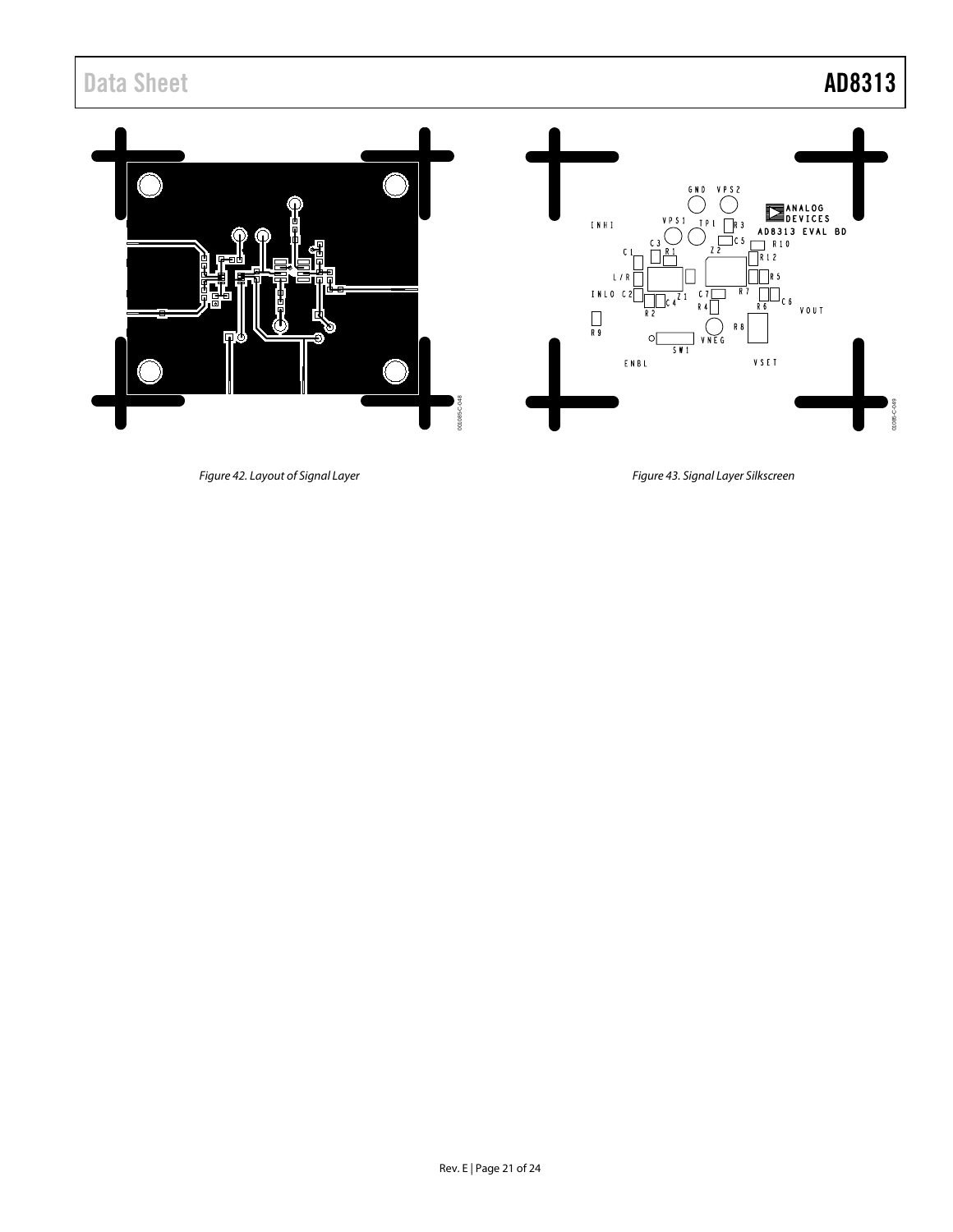Figure 42. Layout of Signal Layer

Figure 43. Signal Layer Silkscreen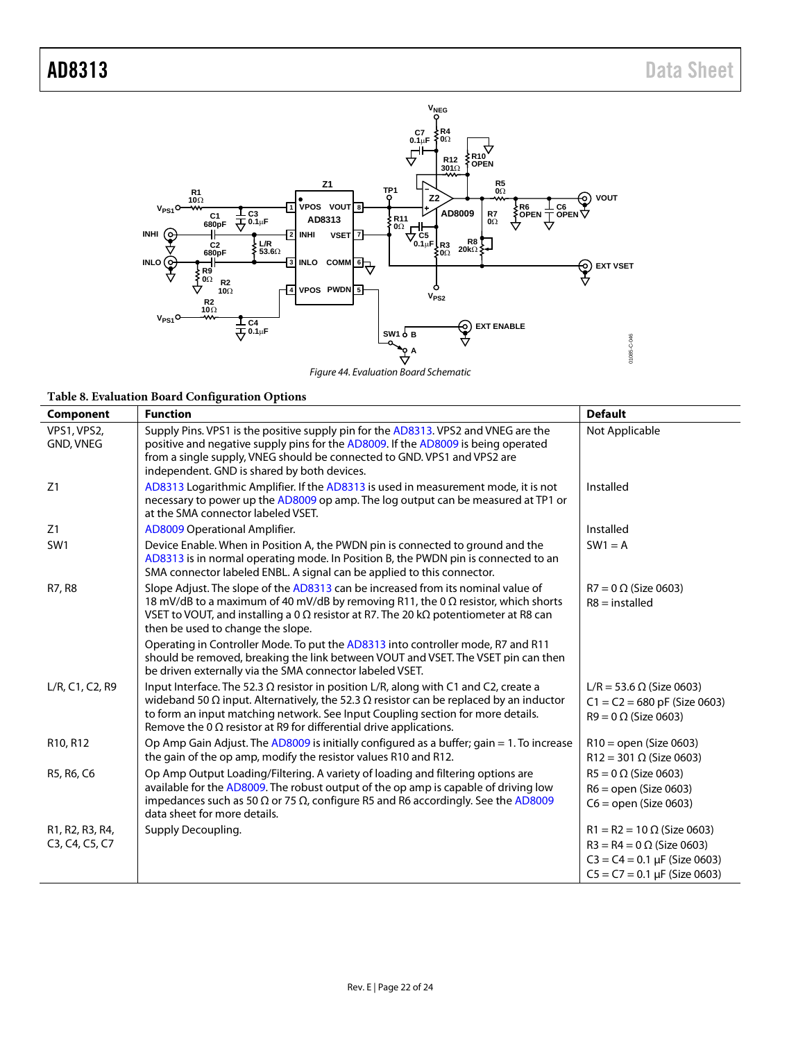Figure 44. Evaluation Board Schematic

**Table 8. Evaluation Board Configuration Options**

| Component | Function | Default |
|---|---|---|
| VPS1, VPS2, GND, VNEG | Supply Pins. VPS1 is the positive supply pin for the AD8313. VPS2 and VNEG are the positive and negative supply pins for the AD8009. If the AD8009 is being operated from a single supply, VNEG should be connected to GND. VPS1 and VPS2 are independent. GND is shared by both devices. | Not Applicable |
| Z1 | AD8313 Logarithmic Amplifier. If the AD8313 is used in measurement mode, it is not necessary to power up the AD8009 op amp. The log output can be measured at TP1 or at the SMA connector labeled VSET. | Installed |
| Z1 | AD8009 Operational Amplifier. | Installed |
| SW1 | Device Enable. When in Position A, the PWDN pin is connected to ground and the AD8313 is in normal operating mode. In Position B, the PWDN pin is connected to an SMA connector labeled ENBL. A signal can be applied to this connector. | SW1 = A |
| R7, R8 | Slope Adjust. The slope of the AD8313 can be increased from its nominal value of 18 mV/dB to a maximum of 40 mV/dB by removing R11, the 0 Ω resistor, which shorts VSET to VOUT, and installing a 0 Ω resistor at R7. The 20 kΩ potentiometer at R8 can then be used to change the slope.<br><br>Operating in Controller Mode. To put the AD8313 into controller mode, R7 and R11 should be removed, breaking the link between VOUT and VSET. The VSET pin can then be driven externally via the SMA connector labeled VSET. | R7 = 0 Ω (Size 0603)<br>R8 = installed |
| L/R, C1, C2, R9 | Input Interface. The 52.3 Ω resistor in position L/R, along with C1 and C2, create a wideband 50 Ω input. Alternatively, the 52.3 Ω resistor can be replaced by an inductor to form an input matching network. See Input Coupling section for more details. Remove the 0 Ω resistor at R9 for differential drive applications. | L/R = 53.6 Ω (Size 0603)<br>C1 = C2 = 680 pF (Size 0603)<br>R9 = 0 Ω (Size 0603) |
| R10, R12 | Op Amp Gain Adjust. The AD8009 is initially configured as a buffer; gain = 1. To increase the gain of the op amp, modify the resistor values R10 and R12. | R10 = open (Size 0603)<br>R12 = 301 Ω (Size 0603) |
| R5, R6, C6 | Op Amp Output Loading/Filtering. A variety of loading and filtering options are available for the AD8009. The robust output of the op amp is capable of driving low impedances such as 50 Ω or 75 Ω, configure R5 and R6 accordingly. See the AD8009 data sheet for more details. | R5 = 0 Ω (Size 0603)<br>R6 = open (Size 0603)<br>C6 = open (Size 0603) |
| R1, R2, R3, R4, C3, C4, C5, C7 | Supply Decoupling. | R1 = R2 = 10 Ω (Size 0603)<br>R3 = R4 = 0 Ω (Size 0603)<br>C3 = C4 = 0.1 μF (Size 0603)<br>C5 = C7 = 0.1 μF (Size 0603) |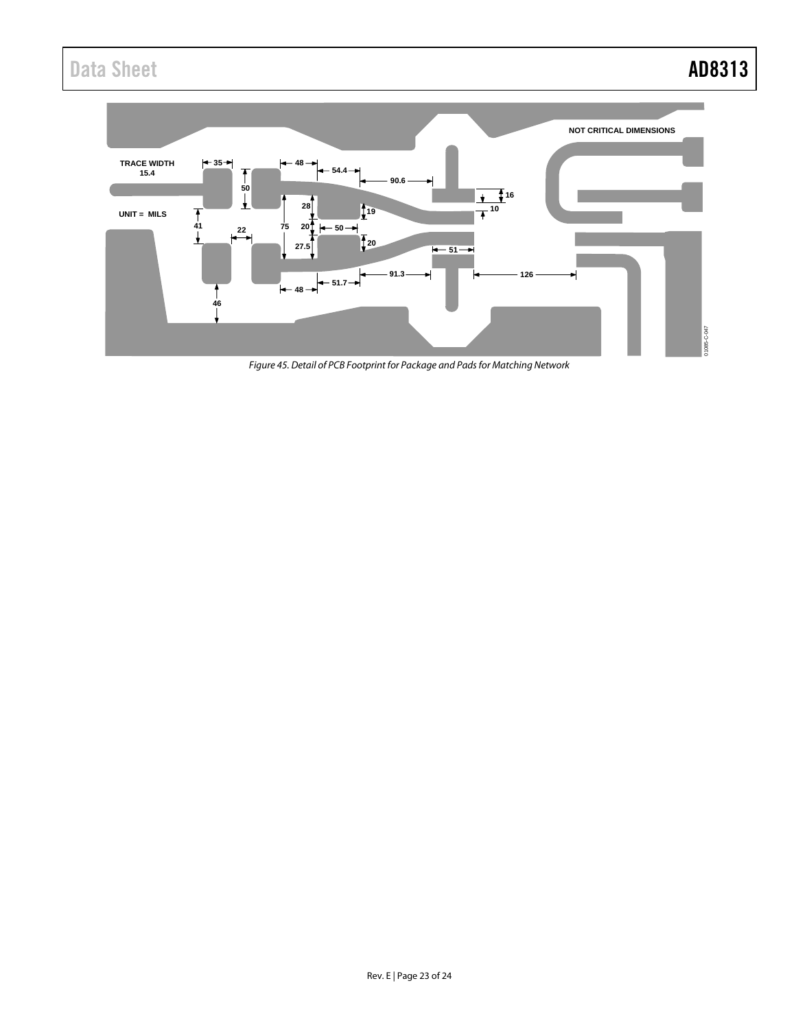Figure 45. Detail of PCB Footprint for Package and Pads for Matching Network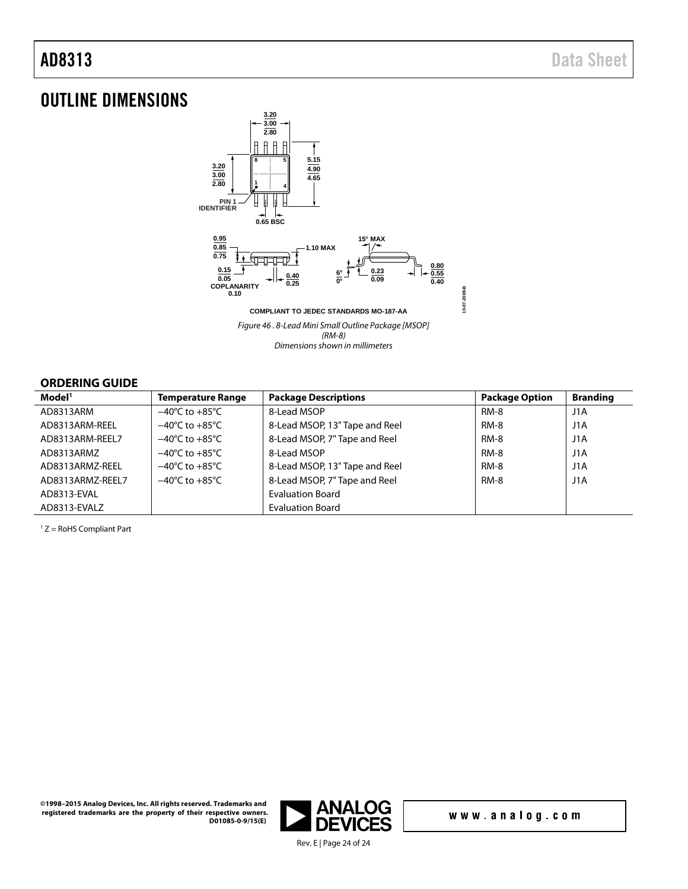# OUTLINE DIMENSIONS

3.20
3.00
2.80

8
5
1
4

3.20
3.00
2.80

5.15
4.90
4.65

PIN 1 IDENTIFIER

0.65 BSC

0.95
0.85
0.75

1.10 MAX

15° MAX

0.15
0.05
COPLANARITY
0.10

0.40
0.25

6°
0°

0.23
0.09

0.80
0.55
0.40

10-07-2009-B

COMPLIANT TO JEDEC STANDARDS MO-187-AA

*Figure 46 . 8-Lead Mini Small Outline Package [MSOP] (RM-8) Dimensions shown in millimeters*

## ORDERING GUIDE

| Model[1] | Temperature Range | Package Descriptions | Package Option | Branding |
|---|---|---|---|---|
| AD8313ARM | −40°C to +85°C | 8-Lead MSOP | RM-8 | J1A |
| AD8313ARM-REEL | −40°C to +85°C | 8-Lead MSOP, 13" Tape and Reel | RM-8 | J1A |
| AD8313ARM-REEL7 | −40°C to +85°C | 8-Lead MSOP, 7" Tape and Reel | RM-8 | J1A |
| AD8313ARMZ | −40°C to +85°C | 8-Lead MSOP | RM-8 | J1A |
| AD8313ARMZ-REEL | −40°C to +85°C | 8-Lead MSOP, 13" Tape and Reel | RM-8 | J1A |
| AD8313ARMZ-REEL7 | −40°C to +85°C | 8-Lead MSOP, 7" Tape and Reel | RM-8 | J1A |
| AD8313-EVAL | | Evaluation Board | | |
| AD8313-EVALZ | | Evaluation Board | | |

[1] Z = RoHS Compliant Part

**©1998–2015 Analog Devices, Inc. All rights reserved. Trademarks and registered trademarks are the property of their respective owners. D01085-0-9/15(E)**

www.analog.com